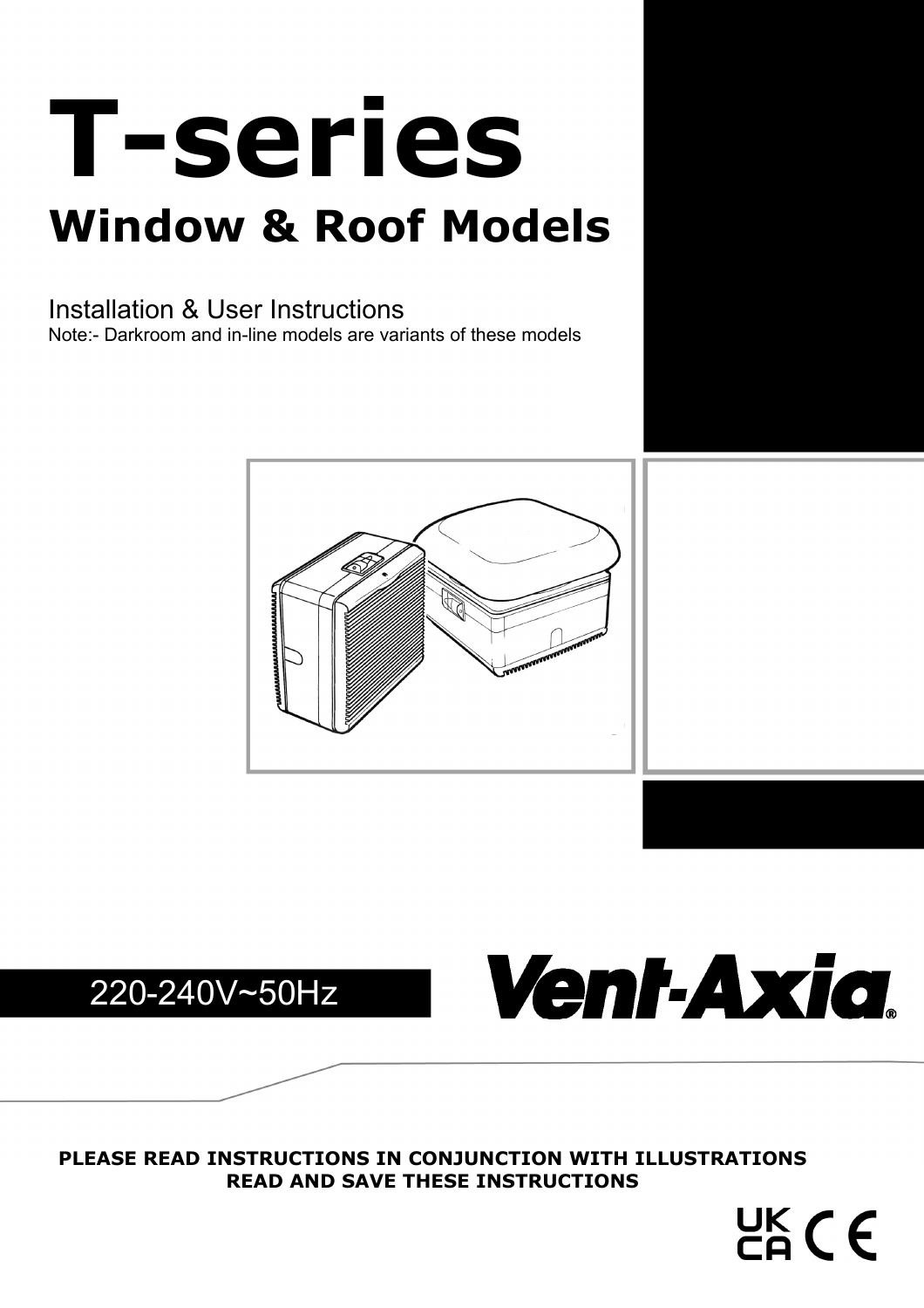# T-series

## Window & Roof Models

Installation & User Instructions

Note:- Darkroom and in-line models are variants of these models

220-240V~50Hz

Vent-Axia®

**PLEASE READ INSTRUCTIONS IN CONJUNCTION WITH ILLUSTRATIONS**
**READ AND SAVE THESE INSTRUCTIONS**

UK CA CE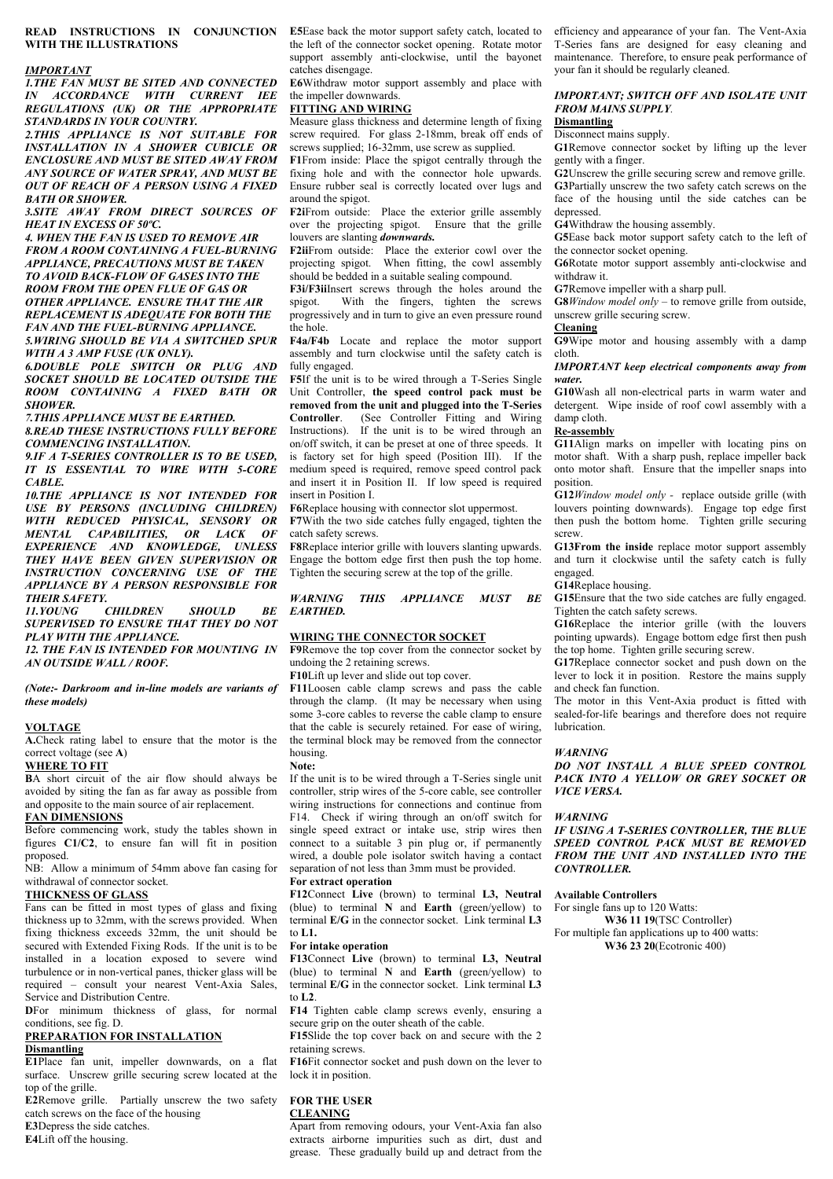**READ INSTRUCTIONS IN CONJUNCTION WITH THE ILLUSTRATIONS**

***IMPORTANT***

***1.THE FAN MUST BE SITED AND CONNECTED IN ACCORDANCE WITH CURRENT IEE REGULATIONS (UK) OR THE APPROPRIATE STANDARDS IN YOUR COUNTRY.***

***2.THIS APPLIANCE IS NOT SUITABLE FOR INSTALLATION IN A SHOWER CUBICLE OR ENCLOSURE AND MUST BE SITED AWAY FROM ANY SOURCE OF WATER SPRAY, AND MUST BE OUT OF REACH OF A PERSON USING A FIXED BATH OR SHOWER.***

***3.SITE AWAY FROM DIRECT SOURCES OF HEAT IN EXCESS OF 50ºC.***

***4. WHEN THE FAN IS USED TO REMOVE AIR FROM A ROOM CONTAINING A FUEL-BURNING APPLIANCE, PRECAUTIONS MUST BE TAKEN TO AVOID BACK-FLOW OF GASES INTO THE ROOM FROM THE OPEN FLUE OF GAS OR OTHER APPLIANCE. ENSURE THAT THE AIR REPLACEMENT IS ADEQUATE FOR BOTH THE FAN AND THE FUEL-BURNING APPLIANCE.***

***5.WIRING SHOULD BE VIA A SWITCHED SPUR WITH A 3 AMP FUSE (UK ONLY).***

***6.DOUBLE POLE SWITCH OR PLUG AND SOCKET SHOULD BE LOCATED OUTSIDE THE ROOM CONTAINING A FIXED BATH OR SHOWER.***

***7.THIS APPLIANCE MUST BE EARTHED.***

***8.READ THESE INSTRUCTIONS FULLY BEFORE COMMENCING INSTALLATION.***

***9.IF A T-SERIES CONTROLLER IS TO BE USED, IT IS ESSENTIAL TO WIRE WITH 5-CORE CABLE.***

***10.THE APPLIANCE IS NOT INTENDED FOR USE BY PERSONS (INCLUDING CHILDREN) WITH REDUCED PHYSICAL, SENSORY OR MENTAL CAPABILITIES, OR LACK OF EXPERIENCE AND KNOWLEDGE, UNLESS THEY HAVE BEEN GIVEN SUPERVISION OR INSTRUCTION CONCERNING USE OF THE APPLIANCE BY A PERSON RESPONSIBLE FOR THEIR SAFETY.***

***11.YOUNG CHILDREN SHOULD BE SUPERVISED TO ENSURE THAT THEY DO NOT PLAY WITH THE APPLIANCE.***

***12. THE FAN IS INTENDED FOR MOUNTING IN AN OUTSIDE WALL / ROOF.***

*(Note:- Darkroom and in-line models are variants of these models)*

**VOLTAGE**

**A.**Check rating label to ensure that the motor is the correct voltage (see **A**)

**WHERE TO FIT**

**B**A short circuit of the air flow should always be avoided by siting the fan as far away as possible from and opposite to the main source of air replacement.

**FAN DIMENSIONS**

Before commencing work, study the tables shown in figures **C1/C2**, to ensure fan will fit in position proposed.

NB: Allow a minimum of 54mm above fan casing for withdrawal of connector socket.

**THICKNESS OF GLASS**

Fans can be fitted in most types of glass and fixing thickness up to 32mm, with the screws provided. When fixing thickness exceeds 32mm, the unit should be secured with Extended Fixing Rods. If the unit is to be installed in a location exposed to severe wind turbulence or in non-vertical panes, thicker glass will be required – consult your nearest Vent-Axia Sales, Service and Distribution Centre.

**D**For minimum thickness of glass, for normal conditions, see fig. D.

**PREPARATION FOR INSTALLATION**

**Dismantling**

**E1**Place fan unit, impeller downwards, on a flat surface. Unscrew grille securing screw located at the top of the grille.

**E2**Remove grille. Partially unscrew the two safety catch screws on the face of the housing

**E3**Depress the side catches.

**E4**Lift off the housing.

**E5**Ease back the motor support safety catch, located to the left of the connector socket opening. Rotate motor support assembly anti-clockwise, until the bayonet catches disengage.

**E6**Withdraw motor support assembly and place with the impeller downwards.

**FITTING AND WIRING**

Measure glass thickness and determine length of fixing screw required. For glass 2-18mm, break off ends of screws supplied; 16-32mm, use screw as supplied.

**F1**From inside: Place the spigot centrally through the fixing hole and with the connector hole upwards. Ensure rubber seal is correctly located over lugs and around the spigot.

**F2i**From outside: Place the exterior grille assembly over the projecting spigot. Ensure that the grille louvers are slanting ***downwards.***

**F2ii**From outside: Place the exterior cowl over the projecting spigot. When fitting, the cowl assembly should be bedded in a suitable sealing compound.

**F3i/F3ii**Insert screws through the holes around the spigot. With the fingers, tighten the screws progressively and in turn to give an even pressure round the hole.

**F4a/F4b** Locate and replace the motor support assembly and turn clockwise until the safety catch is fully engaged.

**F5**If the unit is to be wired through a T-Series Single Unit Controller, **the speed control pack must be removed from the unit and plugged into the T-Series Controller**. (See Controller Fitting and Wiring Instructions). If the unit is to be wired through an on/off switch, it can be preset at one of three speeds. It is factory set for high speed (Position III). If the medium speed is required, remove speed control pack and insert it in Position II. If low speed is required insert in Position I.

**F6**Replace housing with connector slot uppermost.

**F7**With the two side catches fully engaged, tighten the catch safety screws.

**F8**Replace interior grille with louvers slanting upwards. Engage the bottom edge first then push the top home. Tighten the securing screw at the top of the grille.

***WARNING THIS APPLIANCE MUST BE EARTHED.***

**WIRING THE CONNECTOR SOCKET**

**F9**Remove the top cover from the connector socket by undoing the 2 retaining screws.

**F10**Lift up lever and slide out top cover.

**F11**Loosen cable clamp screws and pass the cable through the clamp. (It may be necessary when using some 3-core cables to reverse the cable clamp to ensure that the cable is securely retained. For ease of wiring, the terminal block may be removed from the connector housing.

**Note:**

If the unit is to be wired through a T-Series single unit controller, strip wires of the 5-core cable, see controller wiring instructions for connections and continue from F14. Check if wiring through an on/off switch for single speed extract or intake use, strip wires then connect to a suitable 3 pin plug or, if permanently wired, a double pole isolator switch having a contact separation of not less than 3mm must be provided.

**For extract operation**

**F12**Connect **Live** (brown) to terminal **L3, Neutral** (blue) to terminal **N** and **Earth** (green/yellow) to terminal **E/G** in the connector socket. Link terminal **L3** to **L1.**

**For intake operation**

**F13**Connect **Live** (brown) to terminal **L3, Neutral** (blue) to terminal **N** and **Earth** (green/yellow) to terminal **E/G** in the connector socket. Link terminal **L3** to **L2**.

**F14** Tighten cable clamp screws evenly, ensuring a secure grip on the outer sheath of the cable.

**F15**Slide the top cover back on and secure with the 2 retaining screws.

**F16**Fit connector socket and push down on the lever to lock it in position.

**FOR THE USER**

**CLEANING**

Apart from removing odours, your Vent-Axia fan also extracts airborne impurities such as dirt, dust and grease. These gradually build up and detract from the efficiency and appearance of your fan. The Vent-Axia T-Series fans are designed for easy cleaning and maintenance. Therefore, to ensure peak performance of your fan it should be regularly cleaned.

***IMPORTANT; SWITCH OFF AND ISOLATE UNIT FROM MAINS SUPPLY.***

**Dismantling**

Disconnect mains supply.

**G1**Remove connector socket by lifting up the lever gently with a finger.

**G2**Unscrew the grille securing screw and remove grille.

**G3**Partially unscrew the two safety catch screws on the face of the housing until the side catches can be depressed.

**G4**Withdraw the housing assembly.

**G5**Ease back motor support safety catch to the left of the connector socket opening.

**G6**Rotate motor support assembly anti-clockwise and withdraw it.

**G7**Remove impeller with a sharp pull.

**G8***Window model only* – to remove grille from outside, unscrew grille securing screw.

**Cleaning**

**G9**Wipe motor and housing assembly with a damp cloth.

***IMPORTANT keep electrical components away from water.***

**G10**Wash all non-electrical parts in warm water and detergent. Wipe inside of roof cowl assembly with a damp cloth.

**Re-assembly**

**G11**Align marks on impeller with locating pins on motor shaft. With a sharp push, replace impeller back onto motor shaft. Ensure that the impeller snaps into position.

**G12***Window model only -* replace outside grille (with louvers pointing downwards). Engage top edge first then push the bottom home. Tighten grille securing screw.

**G13From the inside** replace motor support assembly and turn it clockwise until the safety catch is fully engaged.

**G14**Replace housing.

**G15**Ensure that the two side catches are fully engaged. Tighten the catch safety screws.

**G16**Replace the interior grille (with the louvers pointing upwards). Engage bottom edge first then push the top home. Tighten grille securing screw.

**G17**Replace connector socket and push down on the lever to lock it in position. Restore the mains supply and check fan function.

The motor in this Vent-Axia product is fitted with sealed-for-life bearings and therefore does not require lubrication.

***WARNING***

***DO NOT INSTALL A BLUE SPEED CONTROL PACK INTO A YELLOW OR GREY SOCKET OR VICE VERSA.***

***WARNING***

***IF USING A T-SERIES CONTROLLER, THE BLUE SPEED CONTROL PACK MUST BE REMOVED FROM THE UNIT AND INSTALLED INTO THE CONTROLLER.***

**Available Controllers**

For single fans up to 120 Watts:

**W36 11 19**(TSC Controller)

For multiple fan applications up to 400 watts:

**W36 23 20**(Ecotronic 400)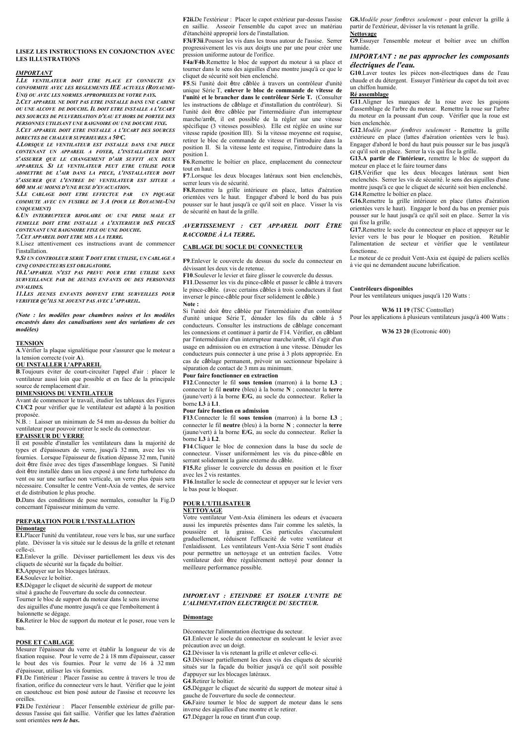**LISEZ LES INSTRUCTIONS EN CONJONCTION AVEC LES ILLUSTRATIONS**

***IMPORTANT***

***1.LE VENTILATEUR DOIT ETRE PLACE ET CONNECTE EN CONFORMITE AVEC LES REGLEMENTS IEE ACTUELS (ROYAUME-UNI) OU AVEC LES NORMES APPROPRIEES DE VOTRE PAYS.***

***2.CET APPAREIL NE DOIT PAS ETRE INSTALLE DANS UNE CABINE OU UNE ALCOVE DE DOUCHE. IL DOIT ETRE INSTALLE A L'ECART DES SOURCES DE PULVERISATION D'EAU ET HORS DE PORTEE DES PERSONNES UTILISANT UNE BAIGNOIRE OU UNE DOUCHE FIXE.***

***3.CET APPAREIL DOIT ETRE INSTALLE A L'ECART DES SOURCES DIRECTES DE CHALEUR SUPERIEURES A 50ºC.***

***4.LORSQUE LE VENTILATEUR EST INSTALLE DANS UNE PIECE CONTENANT UN APPAREIL A FOYER, L'INSTALLATEUR DOIT S'ASSURER QUE LE CHANGEMENT D'AIR SUFFIT AUX DEUX APPAREILS. SI LE VENTILATEUR PEUT ETRE UTILISE POUR ADMETTRE DE L'AIR DANS LA PIECE, L'INSTALLATEUR DOIT S'ASSURER QUE L'ENTREE DU VENTILATEUR EST SITUEE A 600 MM AU MOINS D'UNE BUSE D'EVACUATION.***

***5.LE CABLAGE DOIT ETRE EFFECTUE PAR UN PIQUAGE COMMUTE AVEC UN FUSIBLE DE 3 A (POUR LE ROYAUME-UNI UNIQUEMENT)***

***6.UN INTERRUPTEUR BIPOLAIRE OU UNE PRISE MALE ET FEMELLE DOIT ETRE INSTALLE A L'EXTERIEUR DES PIECES CONTENANT UNE BAIGNOIRE FIXE OU UNE DOUCHE.***

***7.CET APPAREIL DOIT ETRE MIS A LA TERRE.***

8.Lisez attentivement ces instructions avant de commencer l'installation.

***9.SI UN CONTROLEUR SERIE T DOIT ETRE UTILISE, UN CABLAGE A CINQ CONDUCTEURS EST OBLIGATOIRE.***

***10.L'APPAREIL N'EST PAS PREVU POUR ETRE UTILISE SANS SURVEILLANCE PAR DE JEUNES ENFANTS OU DES PERSONNES INVALIDES.***

***11.LES JEUNES ENFANTS DOIVENT ETRE SURVEILLES POUR VERIFIER QU'ILS NE JOUENT PAS AVEC L'APPAREIL.***

***(Note : les modèles pour chambres noires et les modèles encastrés dans des canalisations sont des variations de ces modèles)***

**TENSION**

**A**.Vérifier la plaque signalétique pour s'assurer que le moteur a la tension correcte (voir **A**).

**OU INSTALLER L'APPAREIL**

**B**.Toujours éviter de court-circuiter l'appel d'air : placer le ventilateur aussi loin que possible et en face de la principale source de remplacement d'air.

**DIMENSIONS DU VENTILATEUR**

Avant de commencer le travail, étudier les tableaux des Figures **C1/C2** pour vérifier que le ventilateur est adapté à la position proposée.

N.B. : Laisser un minimum de 54 mm au-dessus du boîtier du ventilateur pour pouvoir retirer le socle du connecteur.

**EPAISSEUR DU VERRE**

Il est possible d'installer les ventilateurs dans la majorité de types et d'épaisseurs de verre, jusqu'à 32 mm, avec les vis fournies. Lorsque l'épaisseur de fixation dépasse 32 mm, l'unité doit être fixée avec des tiges d'assemblage longues. Si l'unité doit être installée dans un lieu exposé à une forte turbulence du vent ou sur une surface non verticale, un verre plus épais sera nécessaire. Consulter le centre Vent-Axia de ventes, de service et de distribution le plus proche.

**D.**Dans des conditions de pose normales, consulter la Fig.D concernant l'épaisseur minimum du verre.

**PREPARATION POUR L'INSTALLATION**

**Démontage**

**E1.**Placer l'unité du ventilateur, roue vers le bas, sur une surface plate. Dévisser la vis située sur le dessus de la grille et retenant celle-ci.

**E2.**Enlever la grille. Dévisser partiellement les deux vis des cliquets de sécurité sur la façade du boîtier.

**E3.**Appuyer sur les blocages latéraux.

**E4.**Soulevez le boîtier.

**E5.**Dégager le cliquet de sécurité de support de moteur situé à gauche de l'ouverture du socle du connecteur. Tourner le bloc de support du moteur dans le sens inverse des aiguilles d'une montre jusqu'à ce que l'emboîtement à baïonnette se dégage.

**E6.**Retirer le bloc de support du moteur et le poser, roue vers le bas.

**POSE ET CABLAGE**

Mesurer l'épaisseur du verre et établir la longueur de vis de fixation requise. Pour le verre de 2 à 18 mm d'épaisseur, casser le bout des vis fournies. Pour le verre de 16 à 32 mm d'épaisseur, utiliser les vis fournies.

**F1**.De l'intérieur : Placer l'assise au centre à travers le trou de fixation, orifice du connecteur vers le haut. Vérifier que le joint en caoutchouc est bien posé autour de l'assise et recouvre les oreilles.

**F2i**.De l'extérieur : Placer l'ensemble extérieur de grille par-dessus l'assise qui fait saillie. Vérifier que les lattes d'aération sont orientées ***vers le bas***.

**F2ii.**De l'extérieur : Placer le capot extérieur par-dessus l'assise en saillie. Asseoir l'ensemble du capot avec un matériau d'étanchéité approprié lors de l'installation.

**F3i/F3ii**.Pousser les vis dans les trous autour de l'assise. Serrer progressivement les vis aux doigts une par une pour créer une pression uniforme autour de l'orifice.

**F4a/F4b**.Remettre le bloc de support du moteur à sa place et tourner dans le sens des aiguilles d'une montre jusqu'à ce que le cliquet de sécurité soit bien enclenché.

**F5**.Si l'unité doit être câblée à travers un contrôleur d'unité unique Série T, **enlever le bloc de commande de vitesse de l'unité et le brancher dans le contrôleur Série T.** (Consulter les instructions de câblage et d'installation du contrôleur). Si l'unité doit être câblée par l'intermédiaire d'un interrupteur marche/arrêt, il est possible de la régler sur une vitesse spécifique (3 vitesses possibles). Elle est réglée en usine sur vitesse rapide (position III). Si la vitesse moyenne est requise, retirer le bloc de commande de vitesse et l'introduire dans la position II. Si la vitesse lente est requise, l'introduire dans la position I.

**F6**.Remettre le boîtier en place, emplacement du connecteur tout en haut.

**F7**.Lorsque les deux blocages latéraux sont bien enclenchés, serrer leurs vis de sécurité.

**F8.**Remettre la grille intérieure en place, lattes d'aération orientées vers le haut. Engager d'abord le bord du bas puis pousser sur le haut jusqu'à ce qu'il soit en place. Visser la vis de sécurité en haut de la grille.

***AVERTISSEMENT : CET APPAREIL DOIT ÊTRE RACCORDE À LA TERRE.***

**CABLAGE DU SOCLE DU CONNECTEUR**

**F9**.Enlever le couvercle du dessus du socle du connecteur en dévissant les deux vis de retenue.

**F10**.Soulever le levier et faire glisser le couvercle du dessus.

**F11**.Desserrer les vis du pince-câble et passer le câble à travers le pince-câble. (avec certains câbles à trois conducteurs il faut inverser le pince-câble pour fixer solidement le câble.)

**Note :**

Si l'unité doit être câblée par l'intermédiaire d'un contrôleur d'unité unique Série T, dénuder les fils du câble à 5 conducteurs. Consulter les instructions de câblage concernant les connexions et continuer à partir de F14. Vérifier, en câblant par l'intermédiaire d'un interrupteur marche/arrêt, s'il s'agit d'un usage en admission ou en extraction à une vitesse. Dénuder les conducteurs puis connecter à une prise à 3 plots appropriée. En cas de câblage permanent, prévoir un sectionneur bipolaire à séparation de contact de 3 mm au minimum.

**Pour faire fonctionner en extraction**

**F12**.Connecter le fil **sous tension** (marron) à la borne **L3** ; connecter le fil **neutre** (bleu) à la borne **N** ; connecter la **terre** (jaune/vert) à la borne **E/G**, au socle du connecteur. Relier la borne **L3** à **L1**.

**Pour faire fonction en admission**

**F13**.Connecter le fil **sous tension** (marron) à la borne **L3** ; connecter le fil **neutre** (bleu) à la borne **N** ; connecter la **terre** (jaune/vert) à la borne **E/G**, au socle du connecteur. Relier la borne **L3** à **L2**.

**F14**.Cliquer le bloc de connexion dans la base du socle de connecteur. Visser uniformément les vis du pince-câble en serrant solidement la gaine externe du câble.

**F15.**Re glisser le couvercle du dessus en position et le fixer avec les 2 vis restantes.

**F16**.Installer le socle de connecteur et appuyer sur le levier vers le bas pour le bloquer.

**POUR L'UTILISATEUR**

**NETTOYAGE**

Votre ventilateur Vent-Axia éliminera les odeurs et évacuera aussi les impuretés présentes dans l'air comme les saletés, la poussière et la graisse. Ces particules s'accumulent graduellement, réduisent l'efficacité de votre ventilateur et l'enlaidissent. Les ventilateurs Vent-Axia Série T sont étudiés pour permettre un nettoyage et un entretien faciles. Votre ventilateur doit être régulièrement nettoyé pour donner la meilleure performance possible.

***IMPORTANT : ETEINDRE ET ISOLER L'UNITE DE L'ALIMENTATION ELECTRIQUE DU SECTEUR.***

**Démontage**

Déconnecter l'alimentation électrique du secteur.

**G1**.Enlever le socle du connecteur en soulevant le levier avec précaution avec un doigt.

**G2**.Dévisser la vis retenant la grille et enlever celle-ci.

**G3**.Dévisser partiellement les deux vis des cliquets de sécurité situés sur la façade du boîtier jusqu'à ce qu'il soit possible d'appuyer sur les blocages latéraux.

**G4**.Retirer le boîtier.

**G5.**Dégager le cliquet de sécurité du support de moteur situé à gauche de l'ouverture du socle de connecteur.

**G6.**Faire tourner le bloc de support de moteur dans le sens inverse des aiguilles d'une montre et le retirer.

**G7**.Dégager la roue en tirant d'un coup.

**G8.***Modèle pour fenêtres seulement* - pour enlever la grille à partir de l'extérieur, dévisser la vis retenant la grille.

**Nettoyage**

**G9**.Essuyer l'ensemble moteur et boîtier avec un chiffon humide.

***IMPORTANT : ne pas approcher les composants électriques de l'eau.***

**G10**.Laver toutes les pièces non-électriques dans de l'eau chaude et du détergent. Essuyer l'intérieur du capot du toit avec un chiffon humide.

**Ré assemblage**

**G11**.Aligner les marques de la roue avec les goujons d'assemblage de l'arbre du moteur. Remettre la roue sur l'arbre du moteur en la poussant d'un coup. Vérifier que la roue est bien enclenchée.

**G12**.*Modèle pour fenêtres seulement* - Remettre la grille extérieure en place (lattes d'aération orientées vers le bas). Engager d'abord le bord du haut puis pousser sur le bas jusqu'à ce qu'il soit en place. Serrer la vis qui fixe la grille.

**G13.A partir de l'intérieur,** remettre le bloc de support du moteur en place et le faire tourner dans

**G15.**Vérifier que les deux blocages latéraux sont bien enclenchés. Serrer les vis de sécurité. le sens des aiguilles d'une montre jusqu'à ce que le cliquet de sécurité soit bien enclenché.

**G14**.Remettre le boîtier en place.

**G16.**Remettre la grille intérieure en place (lattes d'aération orientées vers le haut). Engager le bord du bas en premier puis pousser sur le haut jusqu'à ce qu'il soit en place. Serrer la vis qui fixe la grille.

**G17.**Remettre le socle du connecteur en place et appuyer sur le levier vers le bas pour le bloquer en position. Rétablir l'alimentation de secteur et vérifier que le ventilateur fonctionne.

Le moteur de ce produit Vent-Axia est équipé de paliers scellés à vie qui ne demandent aucune lubrification.

**Contrôleurs disponibles**

Pour les ventilateurs uniques jusqu'à 120 Watts :

**W36 11 19** (TSC Controller)

Pour les applications à plusieurs ventilateurs jusqu'à 400 Watts :

**W36 23 20** (Ecotronic 400)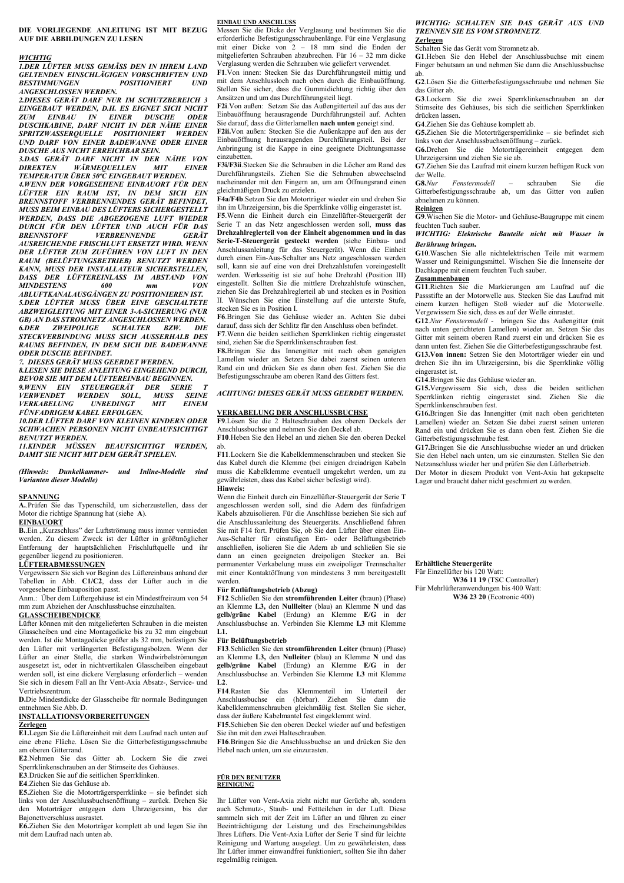**DIE VORLIEGENDE ANLEITUNG IST MIT BEZUG AUF DIE ABBILDUNGEN ZU LESEN**

***WICHTIG***

***1.DER LÜFTER MUSS GEMÄSS DEN IN IHREM LAND GELTENDEN EINSCHLÄGIGEN VORSCHRIFTEN UND BESTIMMUNGEN POSITIONIERT UND ANGESCHLOSSEN WERDEN.***

***2.DIESES GERÄT DARF NUR IM SCHUTZBEREICH 3 EINGEBAUT WERDEN, D.H. ES EIGNET SICH NICHT ZUM EINBAU IN EINER DUSCHE ODER DUSCHKABINE, DARF NICHT IN DER NÄHE EINER SPRITZWASSERQUELLE POSITIONIERT WERDEN UND DARF VON EINER BADEWANNE ODER EINER DUSCHE AUS NICHT ERREICHBAR SEIN.***

***3.DAS GERÄT DARF NICHT IN DER NÄHE VON DIREKTEN WÄRMEQUELLEN MIT EINER TEMPERATUR ÜBER 50ºC EINGEBAUT WERDEN.***

***4.WENN DER VORGESEHENE EINBAUORT FÜR DEN LÜFTER EIN RAUM IST, IN DEM SICH EIN BRENNSTOFF VERBRENNENDES GERÄT BEFINDET, MUSS BEIM EINBAU DES LÜFTERS SICHERGESTELLT WERDEN, DASS DIE ABGEZOGENE LUFT WIEDER DURCH FÜR DEN LÜFTER UND AUCH FÜR DAS BRENNSTOFF VERBRENNENDE GERÄT AUSREICHENDE FRISCHLUFT ERSETZT WIRD. WENN DER LÜFTER ZUM ZUFÜHREN VON LUFT IN DEN RAUM (BELÜFTUNGSBETRIEB) BENUTZT WERDEN KANN, MUSS DER INSTALLATEUR SICHERSTELLEN, DASS DER LÜFTEREINLASS IM ABSTAND VON MINDESTENS 600 mm VON ABLUFTKANALAUSGÄNGEN ZU POSITIONIEREN IST.***

***5.DER LÜFTER MUSS ÜBER EINE GESCHALTETE ABZWEIGLEITUNG MIT EINER 3-A-SICHERUNG (NUR GB) AN DAS STROMNETZ ANGESCHLOSSEN WERDEN.***

***6.DER ZWEIPOLIGE SCHALTER BZW. DIE STECKVERBINDUNG MUSS SICH AUSSERHALB DES RAUMS BEFINDEN, IN DEM SICH DIE BADEWANNE ODER DUSCHE BEFINDET.***

***7. DIESES GERÄT MUSS GEERDET WERDEN.***

***8.LESEN SIE DIESE ANLEITUNG EINGEHEND DURCH, BEVOR SIE MIT DEM LÜFTEREINBAU BEGINNEN.***

***9.WENN EIN STEUERGERÄT DER SERIE T VERWENDET WERDEN SOLL, MUSS SEINE VERKABELUNG UNBEDINGT MIT EINEM FÜNFADRIGEM KABEL ERFOLGEN.***

***10.DER LÜFTER DARF VON KLEINEN KINDERN ODER SCHWACHEN PERSONEN NICHT UNBEAUFSICHTIGT BENUTZT WERDEN.***

***11.KINDER MÜSSEN BEAUFSICHTIGT WERDEN, DAMIT SIE NICHT MIT DEM GERÄT SPIELEN.***

***(Hinweis: Dunkelkammer- und Inline-Modelle sind Varianten dieser Modelle)***

**SPANNUNG**

**A.**.Prüfen Sie das Typenschild, um sicherzustellen, dass der Motor die richtige Spannung hat (siehe **A**).

**EINBAUORT**

**B.**.Ein „Kurzschluss" der Luftströmung muss immer vermieden werden. Zu diesem Zweck ist der Lüfter in größtmöglicher Entfernung der hauptsächlichen Frischluftquelle und ihr gegenüber liegend zu positionieren.

**LÜFTERABMESSUNGEN**

Vergewissern Sie sich vor Beginn des Lüftereinbaus anhand der Tabellen in Abb. **C1/C2**, dass der Lüfter auch in die vorgesehene Einbauposition passt.

Anm.: Über dem Lüftergehäuse ist ein Mindestfreiraum von 54 mm zum Abziehen der Anschlussbuchse einzuhalten.

**GLASSCHEIBENDICKE**

Lüfter können mit den mitgelieferten Schrauben in die meisten Glasscheiben und eine Montagedicke bis zu 32 mm eingebaut werden. Ist die Montagedicke größer als 32 mm, befestigen Sie den Lüfter mit verlängerten Befestigungsbolzen. Wenn der Lüfter an einer Stelle, die starken Windwirbelströmungen ausgesetzt ist, oder in nichtvertikalen Glasscheiben eingebaut werden soll, ist eine dickere Verglasung erforderlich – wenden Sie sich in diesem Fall an Ihr Vent-Axia Absatz-, Service- und Vertriebszentrum.

**D.**Die Mindestdicke der Glasscheibe für normale Bedingungen entnehmen Sie Abb. D.

**INSTALLATIONSVORBEREITUNGEN**

**Zerlegen**

**E1.**Legen Sie die Lüftereinheit mit dem Laufrad nach unten auf eine ebene Fläche. Lösen Sie die Gitterbefestigungsschraube am oberen Gitterrand.

**E2**.Nehmen Sie das Gitter ab. Lockern Sie die zwei Sperrklinkenschrauben an der Stirnseite des Gehäuses.

**E3**.Drücken Sie auf die seitlichen Sperrklinken.

**E4**.Ziehen Sie das Gehäuse ab.

**E5.**Ziehen Sie die Motorträgersperrklinke – sie befindet sich links von der Anschlussbuchsenöffnung – zurück. Drehen Sie den Motorträger entgegen dem Uhrzeigersinn, bis der Bajonettverschluss ausrastet.

**E6.**Ziehen Sie den Motorträger komplett ab und legen Sie ihn mit dem Laufrad nach unten ab.

**EINBAU UND ANSCHLUSS**

Messen Sie die Dicke der Verglasung und bestimmen Sie die erforderliche Befestigungsschraubenlänge. Für eine Verglasung mit einer Dicke von 2 – 18 mm sind die Enden der mitgelieferten Schrauben abzubrechen. Für 16 – 32 mm dicke Verglasung werden die Schrauben wie geliefert verwendet.

**F1**.Von innen: Stecken Sie das Durchführungsteil mittig und mit dem Anschlussloch nach oben durch die Einbauöffnung. Stellen Sie sicher, dass die Gummidichtung richtig über den Ansätzen und um das Durchführungsteil liegt.

**F2i**.Von außen: Setzen Sie das Außengitterteil auf das aus der Einbauöffnung herausragende Durchführungsteil auf. Achten Sie darauf, dass die Gitterlamellen **nach unten** geneigt sind.

**F2ii.**Von außen: Stecken Sie die Außenkappe auf den aus der Einbauöffnung herausragenden Durchführungsteil. Bei der Anbringung ist die Kappe in eine geeignete Dichtungsmasse einzubetten.

**F3i/F3ii**.Stecken Sie die Schrauben in die Löcher am Rand des Durchführungsteils. Ziehen Sie die Schrauben abwechselnd nacheinander mit den Fingern an, um am Öffnungsrand einen gleichmäßigen Druck zu erzielen.

**F4a/F4b**.Setzen Sie den Motorträger wieder ein und drehen Sie ihn im Uhrzeigersinn, bis die Sperrklinke völlig eingerastet ist.

**F5**.Wenn die Einheit durch ein Einzellüfter-Steuergerät der Serie T an das Netz angeschlossen werden soll, **muss das Drehzahlreglerteil von der Einheit abgenommen und in das Serie-T-Steuergerät gesteckt werden** (siehe Einbau- und Anschlussanleitung für das Steuergerät). Wenn die Einheit durch einen Ein-Aus-Schalter ans Netz angeschlossen werden soll, kann sie auf eine von drei Drehzahlstufen voreingestellt werden. Werksseitig ist sie auf hohe Drehzahl (Position III) eingestellt. Sollten Sie die mittlere Drehzahlstufe wünschen, ziehen Sie das Drehzahlreglerteil ab und stecken es in Position II. Wünschen Sie eine Einstellung auf die unterste Stufe, stecken Sie es in Position I.

**F6**.Bringen Sie das Gehäuse wieder an. Achten Sie dabei darauf, dass sich der Schlitz für den Anschluss oben befindet.

**F7**.Wenn die beiden seitlichen Sperrklinken richtig eingerastet sind, ziehen Sie die Sperrklinkenschrauben fest.

**F8.**Bringen Sie das Innengitter mit nach oben geneigten Lamellen wieder an. Setzen Sie dabei zuerst seinen unteren Rand ein und drücken Sie es dann oben fest. Ziehen Sie die Befestigungsschraube am oberen Rand des Gitters fest.

***ACHTUNG! DIESES GERÄT MUSS GEERDET WERDEN.***

**VERKABELUNG DER ANSCHLUSSBUCHSE**

**F9**.Lösen Sie die 2 Halteschrauben des oberen Deckels der Anschlussbuchse und nehmen Sie den Deckel ab.

**F10**.Heben Sie den Hebel an und ziehen Sie den oberen Deckel ab.

**F11**.Lockern Sie die Kabelklemmenschrauben und stecken Sie das Kabel durch die Klemme (bei einigen dreiadrigen Kabeln muss die Kabelklemme eventuell umgekehrt werden, um zu gewährleisten, dass das Kabel sicher befestigt wird).

**Hinweis:**

Wenn die Einheit durch ein Einzellüfter-Steuergerät der Serie T angeschlossen werden soll, sind die Adern des fünfadrigen Kabels abzuisolieren. Für die Anschlüsse beziehen Sie sich auf die Anschlussanleitung des Steuergeräts. Anschließend fahren Sie mit F14 fort. Prüfen Sie, ob Sie den Lüfter über einen Ein-Aus-Schalter für einstufigen Ent- oder Belüftungsbetrieb anschließen, isolieren Sie die Adern ab und schließen Sie sie dann an einen geeigneten dreipoligen Stecker an. Bei permanenter Verkabelung muss ein zweipoliger Trennschalter mit einer Kontaktöffnung von mindestens 3 mm bereitgestellt werden.

**Für Entlüftungsbetrieb (Abzug)**

**F12**.Schließen Sie den **stromführenden Leiter** (braun) (Phase) an Klemme **L3,** den **Nullleiter** (blau) an Klemme **N** und das **gelb/grüne Kabel** (Erdung) an Klemme **E/G** in der Anschlussbuchse an. Verbinden Sie Klemme **L3** mit Klemme **L1.**

**Für Belüftungsbetrieb**

**F13**.Schließen Sie den **stromführenden Leiter** (braun) (Phase) an Klemme **L3,** den **Nulleiter** (blau) an Klemme **N** und das **gelb/grüne Kabel** (Erdung) an Klemme **E/G** in der Anschlussbuchse an. Verbinden Sie Klemme **L3** mit Klemme **L2**.

**F14**.Rasten Sie das Klemmenteil im Unterteil der Anschlussbuchse ein (hörbar). Ziehen Sie dann die Kabelklemmenschrauben gleichmäßig fest. Stellen Sie sicher, dass der äußere Kabelmantel fest eingeklemmt wird.

**F15.**Schieben Sie den oberen Deckel wieder auf und befestigen Sie ihn mit den zwei Halteschrauben.

**F16**.Bringen Sie die Anschlussbuchse an und drücken Sie den Hebel nach unten, um sie einzurasten.

**FÜR DEN BENUTZER**

**REINIGUNG**

Ihr Lüfter von Vent-Axia zieht nicht nur Gerüche ab, sondern auch Schmutz-, Staub- und Fettteilchen in der Luft. Diese sammeln sich mit der Zeit im Lüfter an und führen zu einer Beeinträchtigung der Leistung und des Erscheinungsbildes Ihres Lüfters. Die Vent-Axia Lüfter der Serie T sind für leichte Reinigung und Wartung ausgelegt. Um zu gewährleisten, dass Ihr Lüfter immer einwandfrei funktioniert, sollten Sie ihn daher regelmäßig reinigen.

***WICHTIG: SCHALTEN SIE DAS GERÄT AUS UND TRENNEN SIE ES VOM STROMNETZ.***

**Zerlegen**

Schalten Sie das Gerät vom Stromnetz ab.

**G1**.Heben Sie den Hebel der Anschlussbuchse mit einem Finger behutsam an und nehmen Sie dann die Anschlussbuchse ab.

**G2**.Lösen Sie die Gitterbefestigungsschraube und nehmen Sie das Gitter ab.

**G3**.Lockern Sie die zwei Sperrklinkenschrauben an der Stirnseite des Gehäuses, bis sich die seitlichen Sperrklinken drücken lassen.

**G4**.Ziehen Sie das Gehäuse komplett ab.

**G5.**Ziehen Sie die Motorträgersperrklinke – sie befindet sich links von der Anschlussbuchsenöffnung – zurück.

**G6.**Drehen Sie die Motorträgereinheit entgegen dem Uhrzeigersinn und ziehen Sie sie ab.

**G7**.Ziehen Sie das Laufrad mit einem kurzen heftigen Ruck von der Welle.

**G8.***Nur Fenstermodell* – schrauben Sie die Gitterbefestigungsschraube ab, um das Gitter von außen abnehmen zu können.

**Reinigen**

**G9**.Wischen Sie die Motor- und Gehäuse-Baugruppe mit einem feuchten Tuch sauber.

***WICHTIG: Elektrische Bauteile nicht mit Wasser in Berührung bringen.***

**G10**.Waschen Sie alle nichtelektrischen Teile mit warmem Wasser und Reinigungsmittel. Wischen Sie die Innenseite der Dachkappe mit einem feuchten Tuch sauber.

**Zusammenbauen**

**G11**.Richten Sie die Markierungen am Laufrad auf die Passstifte an der Motorwelle aus. Stecken Sie das Laufrad mit einem kurzen heftigen Stoß wieder auf die Motorwelle. Vergewissern Sie sich, dass es auf der Welle einrastet.

**G12**.*Nur Fenstermodell* - bringen Sie das Außengitter (mit nach unten gerichteten Lamellen) wieder an. Setzen Sie das Gitter mit seinem oberen Rand zuerst ein und drücken Sie es dann unten fest. Ziehen Sie die Gitterbefestigungsschraube fest.

**G13.Von innen:** Setzen Sie den Motorträger wieder ein und drehen Sie ihn im Uhrzeigersinn, bis die Sperrklinke völlig eingerastet ist.

**G14**.Bringen Sie das Gehäuse wieder an.

**G15.**Vergewissern Sie sich, dass die beiden seitlichen Sperrklinken richtig eingerastet sind. Ziehen Sie die Sperrklinkenschrauben fest.

**G16.**Bringen Sie das Innengitter (mit nach oben gerichteten Lamellen) wieder an. Setzen Sie dabei zuerst seinen unteren Rand ein und drücken Sie es dann oben fest. Ziehen Sie die Gitterbefestigungsschraube fest.

**G17.**Bringen Sie die Anschlussbuchse wieder an und drücken Sie den Hebel nach unten, um sie einzurasten. Stellen Sie den Netzanschluss wieder her und prüfen Sie den Lüfterbetrieb.

Der Motor in diesem Produkt von Vent-Axia hat gekapselte Lager und braucht daher nicht geschmiert zu werden.

**Erhältliche Steuergeräte**

Für Einzellüfter bis 120 Watt:

**W36 11 19** (TSC Controller)

Für Mehrlüfteranwendungen bis 400 Watt:

**W36 23 20** (Ecotronic 400)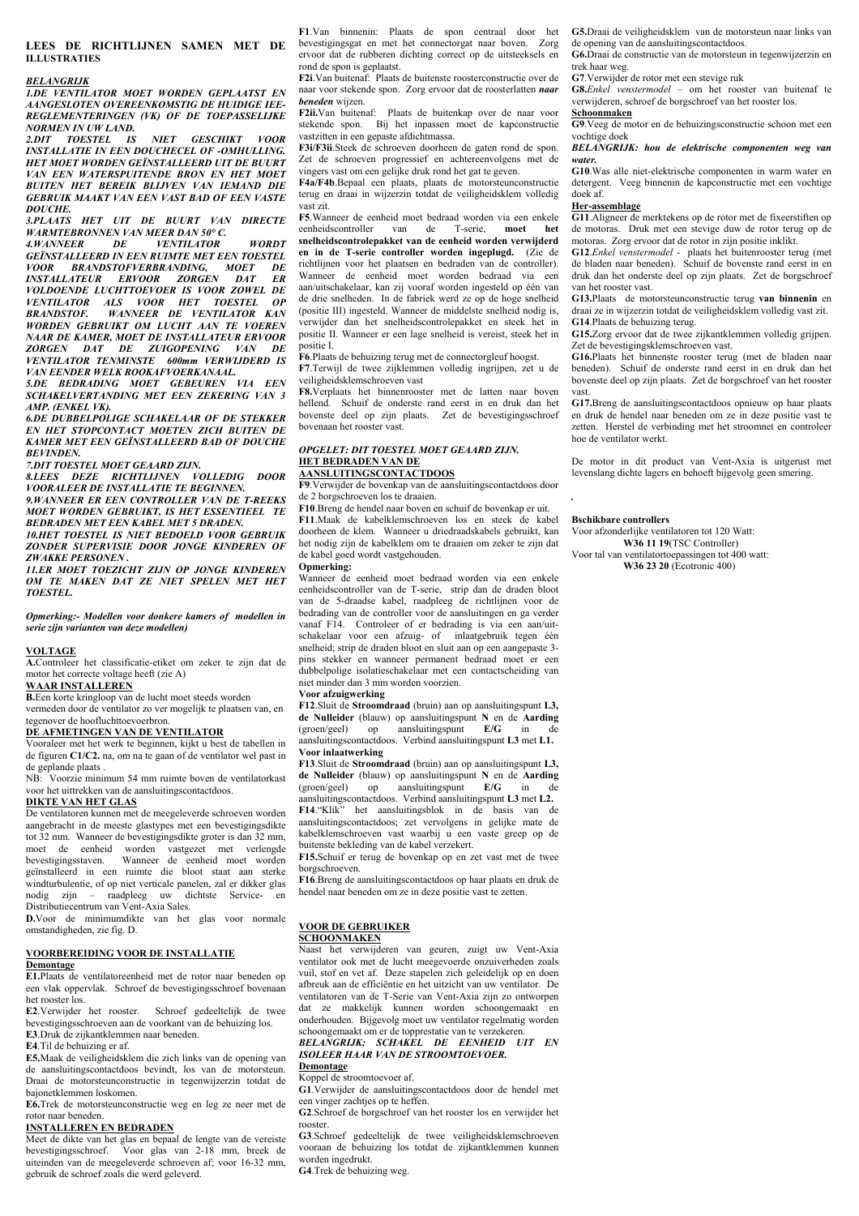## LEES DE RICHTLIJNEN SAMEN MET DE ILLUSTRATIES

***BELANGRIJK***

***1.DE VENTILATOR MOET WORDEN GEPLAATST EN AANGESLOTEN OVEREENKOMSTIG DE HUIDIGE IEE-REGLEMENTERINGEN (VK) OF DE TOEPASSELIJKE NORMEN IN UW LAND.***

***2.DIT TOESTEL IS NIET GESCHIKT VOOR INSTALLATIE IN EEN DOUCHECEL OF -OMHULLING. HET MOET WORDEN GEÏNSTALLEERD UIT DE BUURT VAN EEN WATERSPUITENDE BRON EN HET MOET BUITEN HET BEREIK BLIJVEN VAN IEMAND DIE GEBRUIK MAAKT VAN EEN VAST BAD OF EEN VASTE DOUCHE.***

***3.PLAATS HET UIT DE BUURT VAN DIRECTE WARMTEBRONNEN VAN MEER DAN 50° C.***

***4.WANNEER DE VENTILATOR WORDT GEÏNSTALLEERD IN EEN RUIMTE MET EEN TOESTEL VOOR BRANDSTOFVERBRANDING, MOET DE INSTALLATEUR ERVOOR ZORGEN DAT ER VOLDOENDE LUCHTTOEVOER IS VOOR ZOWEL DE VENTILATOR ALS VOOR HET TOESTEL OP BRANDSTOF. WANNEER DE VENTILATOR KAN WORDEN GEBRUIKT OM LUCHT AAN TE VOEREN NAAR DE KAMER, MOET DE INSTALLATEUR ERVOOR ZORGEN DAT DE ZUIGOPENING VAN DE VENTILATOR TENMINSTE 600mm VERWIJDERD IS VAN EENDER WELK ROOKAFVOERKANAAL.***

***5.DE BEDRADING MOET GEBEUREN VIA EEN SCHAKELVERTANDING MET EEN ZEKERING VAN 3 AMP. (ENKEL VK).***

***6.DE DUBBELPOLIGE SCHAKELAAR OF DE STEKKER EN HET STOPCONTACT MOETEN ZICH BUITEN DE KAMER MET EEN GEÏNSTALLEERD BAD OF DOUCHE BEVINDEN.***

***7.DIT TOESTEL MOET GEAARD ZIJN.***

***8.LEES DEZE RICHTLIJNEN VOLLEDIG DOOR VOORALEER DE INSTALLATIE TE BEGINNEN.***

***9.WANNEER ER EEN CONTROLLER VAN DE T-REEKS MOET WORDEN GEBRUIKT, IS HET ESSENTIEEL TE BEDRADEN MET EEN KABEL MET 5 DRADEN.***

***10.HET TOESTEL IS NIET BEDOELD VOOR GEBRUIK ZONDER SUPERVISIE DOOR JONGE KINDEREN OF ZWAKKE PERSONEN .***

***11.ER MOET TOEZICHT ZIJN OP JONGE KINDEREN OM TE MAKEN DAT ZE NIET SPELEN MET HET TOESTEL.***

***Opmerking:- Modellen voor donkere kamers of modellen in serie zijn varianten van deze modellen)***

**VOLTAGE**

**A.**Controleer het classificatie-etiket om zeker te zijn dat de motor het correcte voltage heeft (zie A)

**WAAR INSTALLEREN**

**B.**Een korte kringloop van de lucht moet steeds worden vermeden door de ventilator zo ver mogelijk te plaatsen van, en tegenover de hoofdluchttoevoerbron.

**DE AFMETINGEN VAN DE VENTILATOR**

Vooraleer met het werk te beginnen, kijkt u best de tabellen in de figuren **C1/C2.** na, om na te gaan of de ventilator wel past in de geplande plaats .

NB: Voorzie minimum 54 mm ruimte boven de ventilatorkast voor het uittrekken van de aansluitingscontactdoos.

**DIKTE VAN HET GLAS**

De ventilatoren kunnen met de meegeleverde schroeven worden aangebracht in de meeste glastypes met een bevestigingsdikte tot 32 mm. Wanneer de bevestigingsdikte groter is dan 32 mm, moet de eenheid worden vastgezet met verlengde bevestigingsstaven. Wanneer de eenheid moet worden geïnstalleerd in een ruimte die bloot staat aan sterke windturbulentie, of op niet verticale panelen, zal er dikker glas nodig zijn – raadpleeg uw dichtste Service- en Distributiecentrum van Vent-Axia Sales.

**D.**Voor de minimumdikte van het glas voor normale omstandigheden, zie fig. D.

**VOORBEREIDING VOOR DE INSTALLATIE**

**Demontage**

**E1.**Plaats de ventilatoreenheid met de rotor naar beneden op een vlak oppervlak. Schroef de bevestigingsschroef bovenaan het rooster los.

**E2**.Verwijder het rooster. Schroef gedeeltelijk de twee bevestigingsschroeven aan de voorkant van de behuizing los.

**E3**.Druk de zijkantklemmen naar beneden.

**E4**.Til de behuizing er af.

**E5.**Maak de veiligheidsklem die zich links van de opening van de aansluitingscontactdoos bevindt, los van de motorsteun. Draai de motorsteunconstructie in tegenwijzerzin totdat de bajonetklemmen loskomen.

**E6.**Trek de motorsteunconstructie weg en leg ze neer met de rotor naar beneden.

**INSTALLEREN EN BEDRADEN**

Meet de dikte van het glas en bepaal de lengte van de vereiste bevestigingsschroef. Voor glas van 2-18 mm, breek de uiteinden van de meegeleverde schroeven af; voor 16-32 mm, gebruik de schroef zoals die werd geleverd.

**F1**.Van binnenin: Plaats de spon centraal door het bevestigingsgat en met het connectorgat naar boven. Zorg ervoor dat de rubberen dichting correct op de uitsteeksels en rond de spon is geplaatst.

**F2i**.Van buitenaf: Plaats de buitenste roosterconstructie over de naar voor stekende spon. Zorg ervoor dat de roosterlatten ***naar beneden*** wijzen.

**F2ii.**Van buitenaf: Plaats de buitenkap over de naar voor stekende spon. Bij het inpassen moet de kapconstructie vastzitten in een gepaste afdichtmassa.

**F3i/F3ii**.Steek de schroeven doorheen de gaten rond de spon. Zet de schroeven progressief en achtereenvolgens met de vingers vast om een gelijke druk rond het gat te geven.

**F4a/F4b**.Bepaal een plaats, plaats de motorsteunconstructie terug en draai in wijzerzin totdat de veiligheidsklem volledig vast zit.

**F5**.Wanneer de eenheid moet bedraad worden via een enkele eenheidscontroller van de T-serie, **moet het snelheidscontrolepakket van de eenheid worden verwijderd en in de T-serie controller worden ingeplugd.** (Zie de richtlijnen voor het plaatsen en bedraden van de controller). Wanneer de eenheid moet worden bedraad via een aan/uitschakelaar, kan zij vooraf worden ingesteld op één van de drie snelheden. In de fabriek werd ze op de hoge snelheid (positie III) ingesteld. Wanneer de middelste snelheid nodig is, verwijder dan het snelheidscontrolepakket en steek het in positie II. Wanneer er een lage snelheid is vereist, steek het in positie I.

**F6**.Plaats de behuizing terug met de connectorgleuf hoogst.

**F7**.Terwijl de twee zijklemmen volledig ingrijpen, zet u de veiligheidsklemschroeven vast

**F8.**Verplaats het binnenrooster met de latten naar boven hellend. Schuif de onderste rand eerst in en druk dan het bovenste deel op zijn plaats. Zet de bevestigingsschroef bovenaan het rooster vast.

***OPGELET: DIT TOESTEL MOET GEAARD ZIJN.***

**HET BEDRADEN VAN DE AANSLUITINGSCONTACTDOOS**

**F9**.Verwijder de bovenkap van de aansluitingscontactdoos door de 2 borgschroeven los te draaien.

**F10**.Breng de hendel naar boven en schuif de bovenkap er uit.

**F11**.Maak de kabelklemschroeven los en steek de kabel doorheen de klem. Wanneer u driedraadskabels gebruikt, kan het nodig zijn de kabelklem om te draaien om zeker te zijn dat de kabel goed wordt vastgehouden.

**Opmerking:**

Wanneer de eenheid moet bedraad worden via een enkele eenheidscontroller van de T-serie, strip dan de draden bloot van de 5-draadse kabel, raadpleeg de richtlijnen voor de bedrading van de controller voor de aansluitingen en ga verder vanaf F14. Controleer of er bedrading is via een aan/uit-schakelaar voor een afzuig- of inlaatgebruik tegen één snelheid; strip de draden bloot en sluit aan op een aangepaste 3-pins stekker en wanneer permanent bedraad moet er een dubbelpolige isolatieschakelaar met een contactscheiding van niet minder dan 3 mm worden voorzien.

**Voor afzuigwerking**

**F12**.Sluit de **Stroomdraad** (bruin) aan op aansluitingspunt **L3, de Nulleider** (blauw) op aansluitingspunt **N** en de **Aarding** (groen/geel) op aansluitingspunt **E/G** in de aansluitingscontactdoos. Verbind aansluitingspunt **L3** met **L1.**

**Voor inlaatwerking**

**F13**.Sluit de **Stroomdraad** (bruin) aan op aansluitingspunt **L3, de Nulleider** (blauw) op aansluitingspunt **N** en de **Aarding** (groen/geel) op aansluitingspunt **E/G** in de aansluitingscontactdoos. Verbind aansluitingspunt **L3** met **L2.**

**F14**."Klik" het aansluitingsblok in de basis van de aansluitingscontactdoos; zet vervolgens in gelijke mate de kabelklemschroeven vast waarbij u een vaste greep op de buitenste bekleding van de kabel verzekert.

**F15.**Schuif er terug de bovenkap op en zet vast met de twee borgschroeven.

**F16**.Breng de aansluitingscontactdoos op haar plaats en druk de hendel naar beneden om ze in deze positie vast te zetten.

**VOOR DE GEBRUIKER**

**SCHOONMAKEN**

Naast het verwijderen van geuren, zuigt uw Vent-Axia ventilator ook met de lucht meegevoerde onzuiverheden zoals vuil, stof en vet af. Deze stapelen zich geleidelijk op en doen afbreuk aan de efficiëntie en het uitzicht van uw ventilator. De ventilatoren van de T-Serie van Vent-Axia zijn zo ontworpen dat ze makkelijk kunnen worden schoongemaakt en onderhouden. Bijgevolg moet uw ventilator regelmatig worden schoongemaakt om er de topprestatie van te verzekeren.

***BELANGRIJK; SCHAKEL DE EENHEID UIT EN ISOLEER HAAR VAN DE STROOMTOEVOER.***

**Demontage**

Koppel de stroomtoevoer af.

**G1**.Verwijder de aansluitingscontactdoos door de hendel met een vinger zachtjes op te heffen.

**G2**.Schroef de borgschroef van het rooster los en verwijder het rooster.

**G3**.Schroef gedeeltelijk de twee veiligheidsklemschroeven vooraan de behuizing los totdat de zijkantklemmen kunnen worden ingedrukt.

**G4**.Trek de behuizing weg.

**G5.**Draai de veiligheidsklem van de motorsteun naar links van de opening van de aansluitingscontactdoos.

**G6.**Draai de constructie van de motorsteun in tegenwijzerzin en trek haar weg.

**G7**.Verwijder de rotor met een stevige ruk

**G8.***Enkel venstermodel* – om het rooster van buitenaf te verwijderen, schroef de borgschroef van het rooster los.

**Schoonmaken**

**G9**.Veeg de motor en de behuizingsconstructie schoon met een vochtige doek

***BELANGRIJK: hou de elektrische componenten weg van water.***

**G10**.Was alle niet-elektrische componenten in warm water en detergent. Veeg binnenin de kapconstructie met een vochtige doek af.

**Her-assemblage**

**G11**.Aligneer de merktekens op de rotor met de fixeerstiften op de motoras. Druk met een stevige duw de rotor terug op de motoras. Zorg ervoor dat de rotor in zijn positie inklikt.

**G12**.*Enkel venstermodel* - plaats het buitenrooster terug (met de bladen naar beneden). Schuif de bovenste rand eerst in en druk dan het onderste deel op zijn plaats. Zet de borgschroef van het rooster vast.

**G13.**Plaats de motorsteunconstructie terug **van binnenin** en draai ze in wijzerzin totdat de veiligheidsklem volledig vast zit.

**G14**.Plaats de behuizing terug.

**G15.**Zorg ervoor dat de twee zijkantklemmen volledig grijpen. Zet de bevestigingsklemschroeven vast.

**G16.**Plaats het binnenste rooster terug (met de bladen naar beneden). Schuif de onderste rand eerst in en druk dan het bovenste deel op zijn plaats. Zet de borgschroef van het rooster vast.

**G17.**Breng de aansluitingscontactdoos opnieuw op haar plaats en druk de hendel naar beneden om ze in deze positie vast te zetten. Herstel de verbinding met het stroomnet en controleer hoe de ventilator werkt.

De motor in dit product van Vent-Axia is uitgerust met levenslang dichte lagers en behoeft bijgevolg geen smering.

.

**Bschikbare controllers**

Voor afzonderlijke ventilatoren tot 120 Watt:

**W36 11 19**(TSC Controller)

Voor tal van ventilatortoepassingen tot 400 watt:

**W36 23 20** (Ecotronic 400)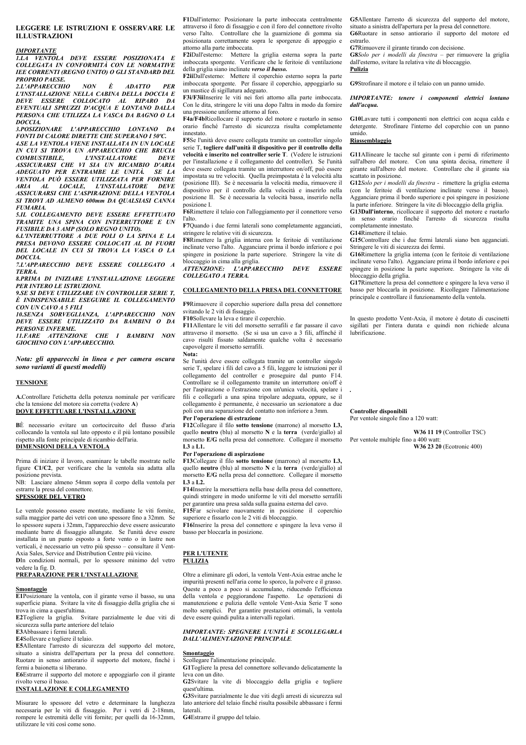## LEGGERE LE ISTRUZIONI E OSSERVARE LE ILLUSTRAZIONI

### *IMPORTANTE*

***1.LA VENTOLA DEVE ESSERE POSIZIONATA E COLLEGATA IN CONFORMITÀ CON LE NORMATIVE IEE CORRENTI (REGNO UNITO) O GLI STANDARD DEL PROPRIO PAESE.***

***2.L'APPARECCHIO NON È ADATTO PER L'INSTALLAZIONE NELLA CABINA DELLA DOCCIA E DEVE ESSERE COLLOCATO AL RIPARO DA EVENTUALI SPRUZZI D'ACQUA E LONTANO DALLA PERSONA CHE UTILIZZA LA VASCA DA BAGNO O LA DOCCIA.***

***3.POSIZIONARE L'APPARECCHIO LONTANO DA FONTI DI CALORE DIRETTE CHE SUPERANO I 50ºC.***

***4.SE LA VENTOLA VIENE INSTALLATA IN UN LOCALE IN CUI SI TROVA UN APPARECCHIO CHE BRUCIA COMBUSTIBILE, L'INSTALLATORE DEVE ASSICURARSI CHE VI SIA UN RICAMBIO D'ARIA ADEGUATO PER ENTRAMBE LE UNITÀ. SE LA VENTOLA PUÒ ESSERE UTILIZZATA PER FORNIRE ARIA AL LOCALE, L'INSTALLATORE DEVE ASSICURARSI CHE L'ASPIRAZIONE DELLA VENTOLA SI TROVI AD ALMENO 600mm DA QUALSIASI CANNA FUMARIA.***

***5.IL COLLEGAMENTO DEVE ESSERE EFFETTUATO TRAMITE UNA SPINA CON INTERRUTTORE E UN FUSIBILE DA 3 AMP (SOLO REGNO UNITO).***

***6.L'INTERRUTTORE A DUE POLI O LA SPINA E LA PRESA DEVONO ESSERE COLLOCATI AL DI FUORI DEL LOCALE IN CUI SI TROVA LA VASCA O LA DOCCIA.***

***7.L'APPARECCHIO DEVE ESSERE COLLEGATO A TERRA.***

***8.PRIMA DI INIZIARE L'INSTALLAZIONE LEGGERE PER INTERO LE ISTRUZIONI.***

***9.SE SI DEVE UTILIZZARE UN CONTROLLER SERIE T, È INDISPENSABILE ESEGUIRE IL COLLEGAMENTO CON UN CAVO A 5 FILI***

***10.SENZA SORVEGLIANZA, L'APPARECCHIO NON DEVE ESSERE UTILIZZATO DA BAMBINI O DA PERSONE INFERME.***

***11.FARE ATTENZIONE CHE I BAMBINI NON GIOCHINO CON L'APPARECCHIO.***

***Nota: gli apparecchi in linea e per camera oscura sono varianti di questi modelli)***

### TENSIONE

**A.**Controllare l'etichetta della potenza nominale per verificare che la tensione del motore sia corretta (vedere **A**)

### DOVE EFFETTUARE L'INSTALLAZIONE

**B**È necessario evitare un cortocircuito del flusso d'aria collocando la ventola sul lato opposto e il più lontano possibile rispetto alla fonte principale di ricambio dell'aria.

### DIMENSIONI DELLA VENTOLA

Prima di iniziare il lavoro, esaminare le tabelle mostrate nelle figure **C1/C2**, per verificare che la ventola sia adatta alla posizione prevista.

NB: Lasciare almeno 54mm sopra il corpo della ventola per estrarre la presa del connettore.

### SPESSORE DEL VETRO

Le ventole possono essere montate, mediante le viti fornite, sulla maggior parte dei vetri con uno spessore fino a 32mm. Se lo spessore supera i 32mm, l'apparecchio deve essere assicurato mediante barre di fissaggio allungate. Se l'unità deve essere installata in un punto esposto a forte vento o in lastre non verticali, è necessario un vetro più spesso – consultare il Vent-Axia Sales, Service and Distribution Centre più vicino.

**D**In condizioni normali, per lo spessore minimo del vetro vedere la fig. D.

### PREPARAZIONE PER L'INSTALLAZIONE

#### Smontaggio

**E1**Posizionare la ventola, con il girante verso il basso, su una superficie piana. Svitare la vite di fissaggio della griglia che si trova in cima a quest'ultima.

**E2**Togliere la griglia. Svitare parzialmente le due viti di sicurezza sulla parte anteriore del telaio

**E3**Abbassare i fermi laterali.

**E4**Sollevare e togliere il telaio.

**E5**Allentare l'arresto di sicurezza del supporto del motore, situato a sinistra dell'apertura per la presa del connettore. Ruotare in senso antiorario il supporto del motore, finché i fermi a baionetta si liberano.

**E6**Estrarre il supporto del motore e appoggiarlo con il girante rivolto verso il basso.

### INSTALLAZIONE E COLLEGAMENTO

Misurare lo spessore del vetro e determinare la lunghezza necessaria per le viti di fissaggio. Per i vetri di 2-18mm, rompere le estremità delle viti fornite; per quelli da 16-32mm, utilizzare le viti così come sono.

**F1**Dall'interno: Posizionare la parte imboccata centralmente attraverso il foro di fissaggio e con il foro del connettore rivolto verso l'alto. Controllare che la guarnizione di gomma sia posizionata correttamente sopra le sporgenze di appoggio e attorno alla parte imboccata.

**F2i**Dall'esterno: Mettere la griglia esterna sopra la parte imboccata sporgente. Verificare che le feritoie di ventilazione della griglia siano inclinate ***verso il basso.***

**F2ii**Dall'esterno: Mettere il coperchio esterno sopra la parte imboccata sporgente. Per fissare il coperchio, appoggiarlo su un mastice di sigillatura adeguato.

**F3i/F3ii**Inserire le viti nei fori attorno alla parte imboccata. Con le dita, stringere le viti una dopo l'altra in modo da fornire una pressione uniforme attorno al foro.

**F4a/F4b**Ricollocare il supporto del motore e ruotarlo in senso orario finché l'arresto di sicurezza risulta completamente innestato.

**F5**Se l'unità deve essere collegata tramite un controller singolo serie T, **togliere dall'unità il dispositivo per il controllo della velocità e inserito nel controller serie T**. (Vedere le istruzioni per l'installazione e il collegamento del controller). Se l'unità deve essere collegata tramite un interruttore on/off, può essere impostata su tre velocità. Quella preimpostata è la velocità alta (posizione III). Se è necessaria la velocità media, rimuovere il dispositivo per il controllo della velocità e inserirlo nella posizione II. Se è necessaria la velocità bassa, inserirlo nella posizione I.

**F6**Rimettere il telaio con l'alloggiamento per il connettore verso l'alto.

**F7**Quando i due fermi laterali sono completamente agganciati, stringere le relative viti di sicurezza.

**F8**Rimettere la griglia interna con le feritoie di ventilazione inclinate verso l'alto. Agganciare prima il bordo inferiore e poi spingere in posizione la parte superiore. Stringere la vite di bloccaggio in cima alla griglia.

***ATTENZIONE: L'APPARECCHIO DEVE ESSERE COLLEGATO A TERRA.***

### COLLEGAMENTO DELLA PRESA DEL CONNETTORE

**F9**Rimuovere il coperchio superiore dalla presa del connettore svitando le 2 viti di fissaggio.

**F10**Sollevare la leva e tirare il coperchio.

**F11**Allentare le viti del morsetto serrafili e far passare il cavo attraverso il morsetto. (Se si usa un cavo a 3 fili, affinché il cavo risulti fissato saldamente qualche volta è necessario capovolgere il morsetto serrafili.

**Nota:**

Se l'unità deve essere collegata tramite un controller singolo serie T, spelare i fili del cavo a 5 fili, leggere le istruzioni per il collegamento del controller e proseguire dal punto F14. Controllare se il collegamento tramite un interruttore on/off è per l'aspirazione o l'estrazione con un'unica velocità, spelare i fili e collegarli a una spina tripolare adeguata, oppure, se il collegamento è permanente, è necessario un sezionatore a due poli con una separazione del contatto non inferiore a 3mm.

**Per l'operazione di estrazione**

**F12**Collegare il filo **sotto tensione** (marrone) al morsetto **L3,** quello **neutro** (blu) al morsetto **N** e la **terra** (verde/giallo) al morsetto **E/G** nella presa del connettore. Collegare il morsetto **L3** a **L1.**

**Per l'operazione di aspirazione**

**F13**Collegare il filo **sotto tensione** (marrone) al morsetto **L3,** quello **neutro** (blu) al morsetto **N** e la **terra** (verde/giallo) al morsetto **E/G** nella presa del connettore. Collegare il morsetto **L3** a **L2.**

**F14**Inserire la morsettiera nella base della presa del connettore, quindi stringere in modo uniforme le viti del morsetto serrafili per garantire una presa salda sulla guaina esterna del cavo.

**F15**Far scivolare nuovamente in posizione il coperchio superiore e fissarlo con le 2 viti di bloccaggio.

**F16**Inserire la presa del connettore e spingere la leva verso il basso per bloccarla in posizione.

### PER L'UTENTE

### PULIZIA

Oltre a eliminare gli odori, la ventola Vent-Axia estrae anche le impurità presenti nell'aria come lo sporco, la polvere e il grasso. Queste a poco a poco si accumulano, riducendo l'efficienza della ventola e peggiorandone l'aspetto. Le operazioni di manutenzione e pulizia delle ventole Vent-Axia Serie T sono molto semplici. Per garantire prestazioni ottimali, la ventola deve essere quindi pulita a intervalli regolari.

***IMPORTANTE: SPEGNERE L'UNITÀ E SCOLLEGARLA DALL'ALIMENTAZIONE PRINCIPALE.***

#### Smontaggio

Scollegare l'alimentazione principale.

**G1**Togliere la presa del connettore sollevando delicatamente la leva con un dito.

**G2**Svitare la vite di bloccaggio della griglia e togliere quest'ultima.

**G3**Svitare parzialmente le due viti degli arresti di sicurezza sul lato anteriore del telaio finché risulta possibile abbassare i fermi laterali.

**G4**Estrarre il gruppo del telaio.

**G5**Allentare l'arresto di sicurezza del supporto del motore, situato a sinistra dell'apertura per la presa del connettore.

**G6**Ruotare in senso antiorario il supporto del motore ed estrarlo.

**G7**Rimuovere il girante tirando con decisione.

**G8***Solo per i modelli da finestra* – per rimuovere la griglia dall'esterno, svitare la relativa vite di bloccaggio.

#### Pulizia

**G9**Strofinare il motore e il telaio con un panno umido.

***IMPORTANTE: tenere i componenti elettrici lontano dall'acqua.***

**G10**Lavare tutti i componenti non elettrici con acqua calda e detergente. Strofinare l'interno del coperchio con un panno umido.

#### Riassemblaggio

**G11**Allineare le tacche sul girante con i perni di riferimento sull'albero del motore. Con una spinta decisa, rimettere il girante sull'albero del motore. Controllare che il girante sia scattato in posizione.

**G12***Solo per i modelli da finestra* - rimettere la griglia esterna (con le feritoie di ventilazione inclinate verso il basso). Agganciare prima il bordo superiore e poi spingere in posizione la parte inferiore. Stringere la vite di bloccaggio della griglia.

**G13Dall'interno**, ricollocare il supporto del motore e ruotarlo in senso orario finché l'arresto di sicurezza risulta completamente innestato.

**G14**Rimettere il telaio.

**G15**Controllare che i due fermi laterali siano ben agganciati. Stringere le viti di sicurezza dei fermi.

**G16**Rimettere la griglia interna (con le feritoie di ventilazione inclinate verso l'alto). Agganciare prima il bordo inferiore e poi spingere in posizione la parte superiore. Stringere la vite di bloccaggio della griglia.

**G17**Rimettere la presa del connettore e spingere la leva verso il basso per bloccarla in posizione. Ricollegare l'alimentazione principale e controllare il funzionamento della ventola.

In questo prodotto Vent-Axia, il motore è dotato di cuscinetti sigillati per l'intera durata e quindi non richiede alcuna lubrificazione.

**Controller disponibili**

Per ventole singole fino a 120 watt:

**W36 11 19** (Controller TSC)

Per ventole multiple fino a 400 watt:

**W36 23 20** (Ecotronic 400)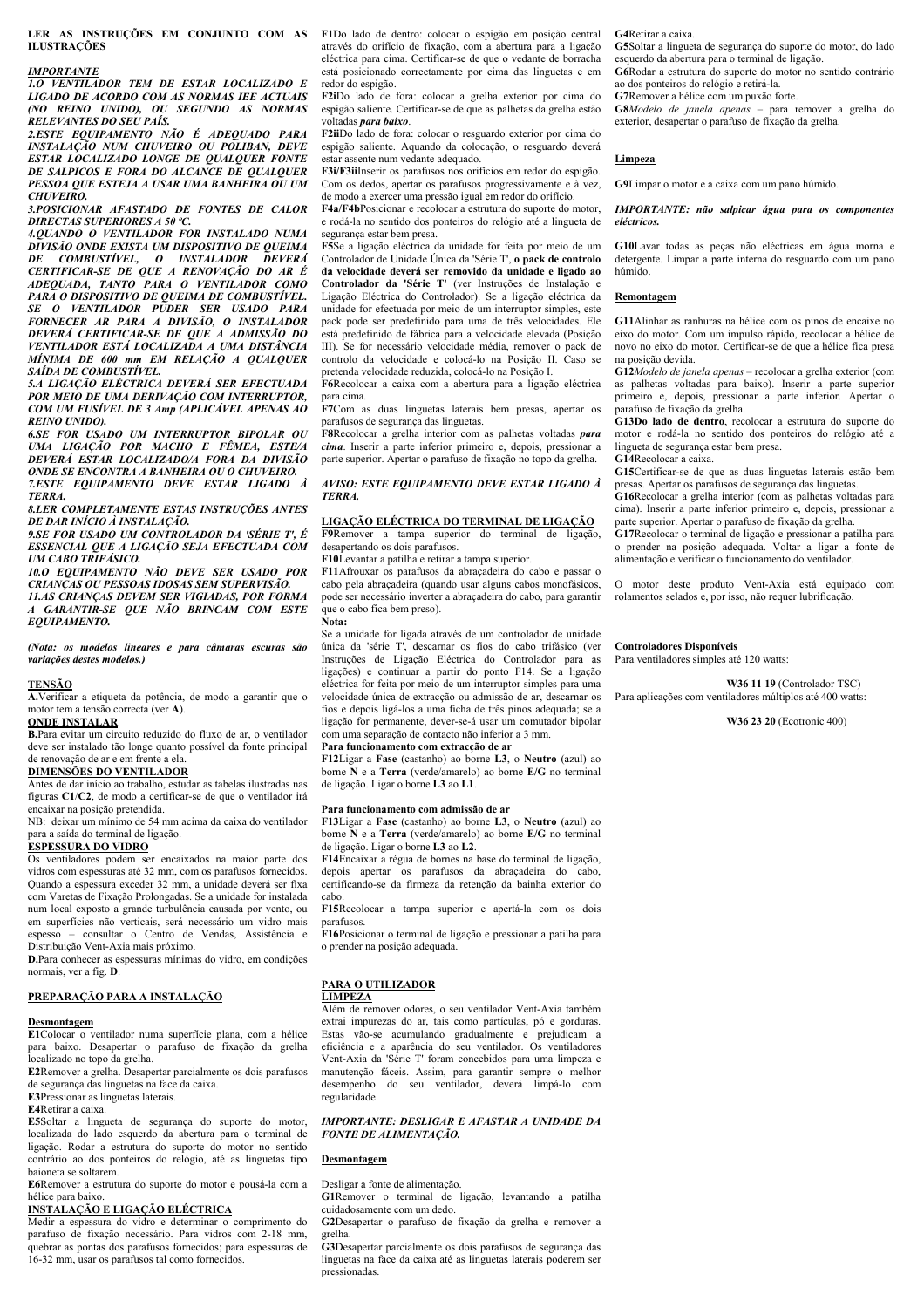**LER AS INSTRUÇÕES EM CONJUNTO COM AS ILUSTRAÇÕES**

***IMPORTANTE***

***1.O VENTILADOR TEM DE ESTAR LOCALIZADO E LIGADO DE ACORDO COM AS NORMAS IEE ACTUAIS (NO REINO UNIDO), OU SEGUNDO AS NORMAS RELEVANTES DO SEU PAÍS.***

***2.ESTE EQUIPAMENTO NÃO É ADEQUADO PARA INSTALAÇÃO NUM CHUVEIRO OU POLIBAN, DEVE ESTAR LOCALIZADO LONGE DE QUALQUER FONTE DE SALPICOS E FORA DO ALCANCE DE QUALQUER PESSOA QUE ESTEJA A USAR UMA BANHEIRA OU UM CHUVEIRO.***

***3.POSICIONAR AFASTADO DE FONTES DE CALOR DIRECTAS SUPERIORES A 50 ºC.***

***4.QUANDO O VENTILADOR FOR INSTALADO NUMA DIVISÃO ONDE EXISTA UM DISPOSITIVO DE QUEIMA DE COMBUSTÍVEL, O INSTALADOR DEVERÁ CERTIFICAR-SE DE QUE A RENOVAÇÃO DO AR É ADEQUADA, TANTO PARA O VENTILADOR COMO PARA O DISPOSITIVO DE QUEIMA DE COMBUSTÍVEL. SE O VENTILADOR PUDER SER USADO PARA FORNECER AR PARA A DIVISÃO, O INSTALADOR DEVERÁ CERTIFICAR-SE DE QUE A ADMISSÃO DO VENTILADOR ESTÁ LOCALIZADA A UMA DISTÂNCIA MÍNIMA DE 600 mm EM RELAÇÃO A QUALQUER SAÍDA DE COMBUSTÍVEL.***

***5.A LIGAÇÃO ELÉCTRICA DEVERÁ SER EFECTUADA POR MEIO DE UMA DERIVAÇÃO COM INTERRUPTOR, COM UM FUSÍVEL DE 3 Amp (APLICÁVEL APENAS AO REINO UNIDO).***

***6.SE FOR USADO UM INTERRUPTOR BIPOLAR OU UMA LIGAÇÃO POR MACHO E FÊMEA, ESTE/A DEVERÁ ESTAR LOCALIZADO/A FORA DA DIVISÃO ONDE SE ENCONTRA A BANHEIRA OU O CHUVEIRO.***

***7.ESTE EQUIPAMENTO DEVE ESTAR LIGADO À TERRA.***

***8.LER COMPLETAMENTE ESTAS INSTRUÇÕES ANTES DE DAR INÍCIO À INSTALAÇÃO.***

***9.SE FOR USADO UM CONTROLADOR DA 'SÉRIE T', É ESSENCIAL QUE A LIGAÇÃO SEJA EFECTUADA COM UM CABO TRIFÁSICO.***

***10.O EQUIPAMENTO NÃO DEVE SER USADO POR CRIANÇAS OU PESSOAS IDOSAS SEM SUPERVISÃO.***

***11.AS CRIANÇAS DEVEM SER VIGIADAS, POR FORMA A GARANTIR-SE QUE NÃO BRINCAM COM ESTE EQUIPAMENTO.***

***(Nota: os modelos lineares e para câmaras escuras são variações destes modelos.)***

## TENSÃO

**A.**Verificar a etiqueta da potência, de modo a garantir que o motor tem a tensão correcta (ver **A**).

## ONDE INSTALAR

**B.**Para evitar um circuito reduzido do fluxo de ar, o ventilador deve ser instalado tão longe quanto possível da fonte principal de renovação de ar e em frente a ela.

## DIMENSÕES DO VENTILADOR

Antes de dar início ao trabalho, estudar as tabelas ilustradas nas figuras **C1**/**C2**, de modo a certificar-se de que o ventilador irá encaixar na posição pretendida.

NB: deixar um mínimo de 54 mm acima da caixa do ventilador para a saída do terminal de ligação.

## ESPESSURA DO VIDRO

Os ventiladores podem ser encaixados na maior parte dos vidros com espessuras até 32 mm, com os parafusos fornecidos. Quando a espessura exceder 32 mm, a unidade deverá ser fixa com Varetas de Fixação Prolongadas. Se a unidade for instalada num local exposto a grande turbulência causada por vento, ou em superfícies não verticais, será necessário um vidro mais espesso – consultar o Centro de Vendas, Assistência e Distribuição Vent-Axia mais próximo.

**D.**Para conhecer as espessuras mínimas do vidro, em condições normais, ver a fig. **D**.

## PREPARAÇÃO PARA A INSTALAÇÃO

### Desmontagem

**E1**Colocar o ventilador numa superfície plana, com a hélice para baixo. Desapertar o parafuso de fixação da grelha localizado no topo da grelha.

**E2**Remover a grelha. Desapertar parcialmente os dois parafusos de segurança das linguetas na face da caixa.

**E3**Pressionar as linguetas laterais.

**E4**Retirar a caixa.

**E5**Soltar a lingueta de segurança do suporte do motor, localizada do lado esquerdo da abertura para o terminal de ligação. Rodar a estrutura do suporte do motor no sentido contrário ao dos ponteiros do relógio, até as linguetas tipo baioneta se soltarem.

**E6**Remover a estrutura do suporte do motor e pousá-la com a hélice para baixo.

## INSTALAÇÃO E LIGAÇÃO ELÉCTRICA

Medir a espessura do vidro e determinar o comprimento do parafuso de fixação necessário. Para vidros com 2-18 mm, quebrar as pontas dos parafusos fornecidos; para espessuras de 16-32 mm, usar os parafusos tal como fornecidos.

**F1**Do lado de dentro: colocar o espigão em posição central através do orifício de fixação, com a abertura para a ligação eléctrica para cima. Certificar-se de que o vedante de borracha está posicionado correctamente por cima das linguetas e em redor do espigão.

**F2i**Do lado de fora: colocar a grelha exterior por cima do espigão saliente. Certificar-se de que as palhetas da grelha estão voltadas ***para baixo***.

**F2ii**Do lado de fora: colocar o resguardo exterior por cima do espigão saliente. Aquando da colocação, o resguardo deverá estar assente num vedante adequado.

**F3i/F3ii**Inserir os parafusos nos orifícios em redor do espigão. Com os dedos, apertar os parafusos progressivamente e à vez, de modo a exercer uma pressão igual em redor do orifício.

**F4a/F4b**Posicionar e recolocar a estrutura do suporte do motor, e rodá-la no sentido dos ponteiros do relógio até a lingueta de segurança estar bem presa.

**F5**Se a ligação eléctrica da unidade for feita por meio de um Controlador de Unidade Única da 'Série T', **o pack de controlo da velocidade deverá ser removido da unidade e ligado ao Controlador da 'Série T'** (ver Instruções de Instalação e Ligação Eléctrica do Controlador). Se a ligação eléctrica da unidade for efectuada por meio de um interruptor simples, este pack pode ser predefinido para uma de três velocidades. Ele está predefinido de fábrica para a velocidade elevada (Posição III). Se for necessário velocidade média, remover o pack de controlo da velocidade e colocá-lo na Posição II. Caso se pretenda velocidade reduzida, colocá-lo na Posição I.

**F6**Recolocar a caixa com a abertura para a ligação eléctrica para cima.

**F7**Com as duas linguetas laterais bem presas, apertar os parafusos de segurança das linguetas.

**F8**Recolocar a grelha interior com as palhetas voltadas ***para cima***. Inserir a parte inferior primeiro e, depois, pressionar a parte superior. Apertar o parafuso de fixação no topo da grelha.

***AVISO: ESTE EQUIPAMENTO DEVE ESTAR LIGADO À TERRA.***

## LIGAÇÃO ELÉCTRICA DO TERMINAL DE LIGAÇÃO

**F9**Remover a tampa superior do terminal de ligação, desapertando os dois parafusos.

**F10**Levantar a patilha e retirar a tampa superior.

**F11**Afrouxar os parafusos da abraçadeira do cabo e passar o cabo pela abraçadeira (quando usar alguns cabos monofásicos, pode ser necessário inverter a abraçadeira do cabo, para garantir que o cabo fica bem preso).

**Nota:**

Se a unidade for ligada através de um controlador de unidade única da 'série T', descarnar os fios do cabo trifásico (ver Instruções de Ligação Eléctrica do Controlador para as ligações) e continuar a partir do ponto F14. Se a ligação eléctrica for feita por meio de um interruptor simples para uma velocidade única de extracção ou admissão de ar, descarnar os fios e depois ligá-los a uma ficha de três pinos adequada; se a ligação for permanente, dever-se-á usar um comutador bipolar com uma separação de contacto não inferior a 3 mm.

**Para funcionamento com extracção de ar**

**F12**Ligar a **Fase** (castanho) ao borne **L3**, o **Neutro** (azul) ao borne **N** e a **Terra** (verde/amarelo) ao borne **E/G** no terminal de ligação. Ligar o borne **L3** ao **L1**.

**Para funcionamento com admissão de ar**

**F13**Ligar a **Fase** (castanho) ao borne **L3**, o **Neutro** (azul) ao borne **N** e a **Terra** (verde/amarelo) ao borne **E/G** no terminal de ligação. Ligar o borne **L3** ao **L2**.

**F14**Encaixar a régua de bornes na base do terminal de ligação, depois apertar os parafusos da abraçadeira do cabo, certificando-se da firmeza da retenção da bainha exterior do cabo.

**F15**Recolocar a tampa superior e apertá-la com os dois parafusos.

**F16**Posicionar o terminal de ligação e pressionar a patilha para o prender na posição adequada.

## PARA O UTILIZADOR

### LIMPEZA

Além de remover odores, o seu ventilador Vent-Axia também extrai impurezas do ar, tais como partículas, pó e gorduras. Estas vão-se acumulando gradualmente e prejudicam a eficiência e a aparência do seu ventilador. Os ventiladores Vent-Axia da 'Série T' foram concebidos para uma limpeza e manutenção fáceis. Assim, para garantir sempre o melhor desempenho do seu ventilador, deverá limpá-lo com regularidade.

***IMPORTANTE: DESLIGAR E AFASTAR A UNIDADE DA FONTE DE ALIMENTAÇÃO.***

### Desmontagem

Desligar a fonte de alimentação.

**G1**Remover o terminal de ligação, levantando a patilha cuidadosamente com um dedo.

**G2**Desapertar o parafuso de fixação da grelha e remover a grelha.

**G3**Desapertar parcialmente os dois parafusos de segurança das linguetas na face da caixa até as linguetas laterais poderem ser pressionadas.

**G4**Retirar a caixa.

**G5**Soltar a lingueta de segurança do suporte do motor, do lado esquerdo da abertura para o terminal de ligação.

**G6**Rodar a estrutura do suporte do motor no sentido contrário ao dos ponteiros do relógio e retirá-la.

**G7**Remover a hélice com um puxão forte.

**G8***Modelo de janela apenas* – para remover a grelha do exterior, desapertar o parafuso de fixação da grelha.

### Limpeza

**G9**Limpar o motor e a caixa com um pano húmido.

***IMPORTANTE: não salpicar água para os componentes eléctricos.***

**G10**Lavar todas as peças não eléctricas em água morna e detergente. Limpar a parte interna do resguardo com um pano húmido.

### Remontagem

**G11**Alinhar as ranhuras na hélice com os pinos de encaixe no eixo do motor. Com um impulso rápido, recolocar a hélice de novo no eixo do motor. Certificar-se de que a hélice fica presa na posição devida.

**G12***Modelo de janela apenas* – recolocar a grelha exterior (com as palhetas voltadas para baixo). Inserir a parte superior primeiro e, depois, pressionar a parte inferior. Apertar o parafuso de fixação da grelha.

**G13Do lado de dentro**, recolocar a estrutura do suporte do motor e rodá-la no sentido dos ponteiros do relógio até a lingueta de segurança estar bem presa.

**G14**Recolocar a caixa.

**G15**Certificar-se de que as duas linguetas laterais estão bem presas. Apertar os parafusos de segurança das linguetas.

**G16**Recolocar a grelha interior (com as palhetas voltadas para cima). Inserir a parte inferior primeiro e, depois, pressionar a parte superior. Apertar o parafuso de fixação da grelha.

**G17**Recolocar o terminal de ligação e pressionar a patilha para o prender na posição adequada. Voltar a ligar a fonte de alimentação e verificar o funcionamento do ventilador.

O motor deste produto Vent-Axia está equipado com rolamentos selados e, por isso, não requer lubrificação.

**Controladores Disponíveis**

Para ventiladores simples até 120 watts:

**W36 11 19** (Controlador TSC)

Para aplicações com ventiladores múltiplos até 400 watts:

**W36 23 20** (Ecotronic 400)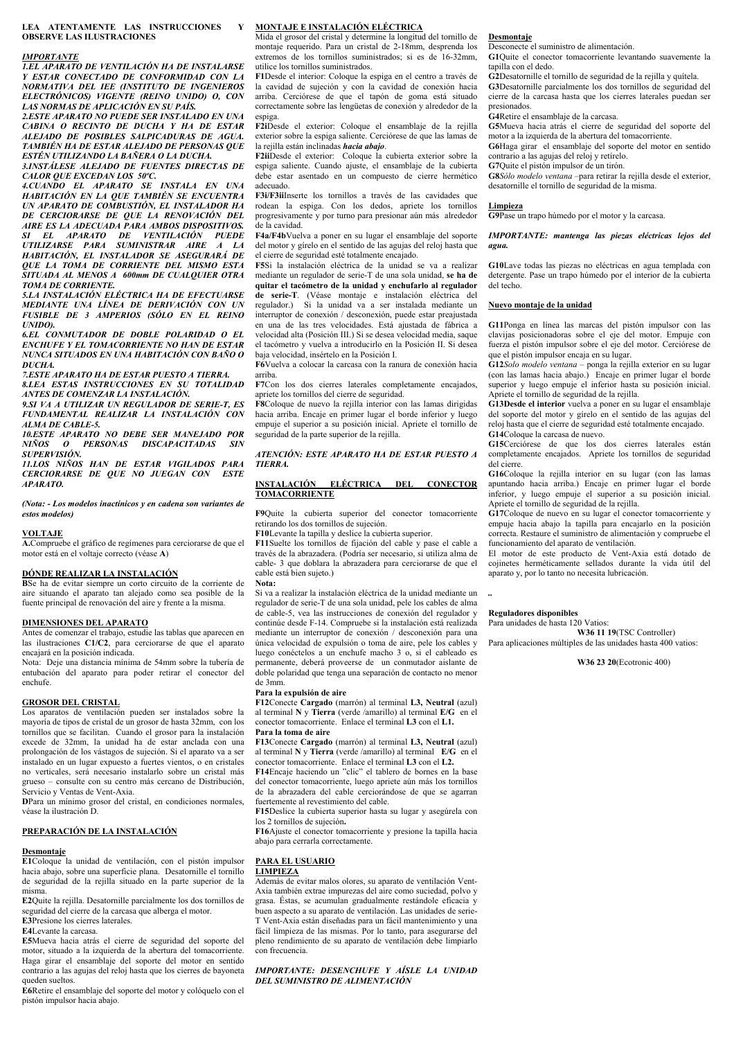**LEA ATENTAMENTE LAS INSTRUCCIONES Y OBSERVE LAS ILUSTRACIONES**

## *IMPORTANTE*

***1.EL APARATO DE VENTILACIÓN HA DE INSTALARSE Y ESTAR CONECTADO DE CONFORMIDAD CON LA NORMATIVA DEL IEE (INSTITUTO DE INGENIEROS ELECTRÓNICOS) VIGENTE (REINO UNIDO) O, CON LAS NORMAS DE APLICACIÓN EN SU PAÍS.***

***2.ESTE APARATO NO PUEDE SER INSTALADO EN UNA CABINA O RECINTO DE DUCHA Y HA DE ESTAR ALEJADO DE POSIBLES SALPICADURAS DE AGUA. TAMBIÉN HA DE ESTAR ALEJADO DE PERSONAS QUE ESTÉN UTILIZANDO LA BAÑERA O LA DUCHA.***

***3.INSTÁLESE ALEJADO DE FUENTES DIRECTAS DE CALOR QUE EXCEDAN LOS 50ºC.***

***4.CUANDO EL APARATO SE INSTALA EN UNA HABITACIÓN EN LA QUE TAMBIÉN SE ENCUENTRA UN APARATO DE COMBUSTIÓN, EL INSTALADOR HA DE CERCIORARSE DE QUE LA RENOVACIÓN DEL AIRE ES LA ADECUADA PARA AMBOS DISPOSITIVOS. SI EL APARATO DE VENTILACIÓN PUEDE UTILIZARSE PARA SUMINISTRAR AIRE A LA HABITACIÓN, EL INSTALADOR SE ASEGURARÁ DE QUE LA TOMA DE CORRIENTE DEL MISMO ESTA SITUADA AL MENOS A 600mm DE CUALQUIER OTRA TOMA DE CORRIENTE.***

***5.LA INSTALACIÓN ELÉCTRICA HA DE EFECTUARSE MEDIANTE UNA LÍNEA DE DERIVACIÓN CON UN FUSIBLE DE 3 AMPERIOS (SÓLO EN EL REINO UNIDO).***

***6.EL CONMUTADOR DE DOBLE POLARIDAD O EL ENCHUFE Y EL TOMACORRIENTE NO HAN DE ESTAR NUNCA SITUADOS EN UNA HABITACIÓN CON BAÑO O DUCHA.***

***7.ESTE APARATO HA DE ESTAR PUESTO A TIERRA.***

***8.LEA ESTAS INSTRUCCIONES EN SU TOTALIDAD ANTES DE COMENZAR LA INSTALACIÓN.***

***9.SI VA A UTILIZAR UN REGULADOR DE SERIE-T, ES FUNDAMENTAL REALIZAR LA INSTALACIÓN CON ALMA DE CABLE-5.***

***10.ESTE APARATO NO DEBE SER MANEJADO POR NIÑOS O PERSONAS DISCAPACITADAS SIN SUPERVISIÓN.***

***11.LOS NIÑOS HAN DE ESTAR VIGILADOS PARA CERCIORARSE DE QUE NO JUEGAN CON ESTE APARATO.***

*(Nota: - Los modelos inactínicos y en cadena son variantes de estos modelos)*

## VOLTAJE

**A.**Compruebe el gráfico de regímenes para cerciorarse de que el motor está en el voltaje correcto (véase **A**)

## DÓNDE REALIZAR LA INSTALACIÓN

**B**Se ha de evitar siempre un corto circuito de la corriente de aire situando el aparato tan alejado como sea posible de la fuente principal de renovación del aire y frente a la misma.

## DIMENSIONES DEL APARATO

Antes de comenzar el trabajo, estudie las tablas que aparecen en las ilustraciones **C1/C2**, para cerciorarse de que el aparato encajará en la posición indicada.

Nota: Deje una distancia mínima de 54mm sobre la tubería de entubación del aparato para poder retirar el conector del enchufe.

## GROSOR DEL CRISTAL

Los aparatos de ventilación pueden ser instalados sobre la mayoría de tipos de cristal de un grosor de hasta 32mm, con los tornillos que se facilitan. Cuando el grosor para la instalación excede de 32mm, la unidad ha de estar anclada con una prolongación de los vástagos de sujeción. Si el aparato va a ser instalado en un lugar expuesto a fuertes vientos, o en cristales no verticales, será necesario instalarlo sobre un cristal más grueso – consulte con su centro más cercano de Distribución, Servicio y Ventas de Vent-Axia.

**D**Para un mínimo grosor del cristal, en condiciones normales, véase la ilustración D.

## PREPARACIÓN DE LA INSTALACIÓN

### Desmontaje

**E1**Coloque la unidad de ventilación, con el pistón impulsor hacia abajo, sobre una superficie plana. Desatornille el tornillo de seguridad de la rejilla situado en la parte superior de la misma.

**E2**Quite la rejilla. Desatornille parcialmente los dos tornillos de seguridad del cierre de la carcasa que alberga el motor.

**E3**Presione los cierres laterales.

**E4**Levante la carcasa.

**E5**Mueva hacia atrás el cierre de seguridad del soporte del motor, situado a la izquierda de la abertura del tomacorriente. Haga girar el ensamblaje del soporte del motor en sentido contrario a las agujas del reloj hasta que los cierres de bayoneta queden sueltos.

**E6**Retire el ensamblaje del soporte del motor y colóquelo con el pistón impulsor hacia abajo.

## MONTAJE E INSTALACIÓN ELÉCTRICA

Mida el grosor del cristal y determine la longitud del tornillo de montaje requerido. Para un cristal de 2-18mm, desprenda los extremos de los tornillos suministrados; si es de 16-32mm, utilice los tornillos suministrados.

**F1**Desde el interior: Coloque la espiga en el centro a través de la cavidad de sujeción y con la cavidad de conexión hacia arriba. Cerciórese de que el tapón de goma está situado correctamente sobre las lengüetas de conexión y alrededor de la espiga.

**F2i**Desde el exterior: Coloque el ensamblaje de la rejilla exterior sobre la espiga saliente. Cerciórese de que las lamas de la rejilla están inclinadas ***hacia abajo***.

**F2ii**Desde el exterior: Coloque la cubierta exterior sobre la espiga saliente. Cuando ajuste, el ensamblaje de la cubierta debe estar asentado en un compuesto de cierre hermético adecuado.

**F3i/F3ii**Inserte los tornillos a través de las cavidades que rodean la espiga. Con los dedos, apriete los tornillos progresivamente y por turno para presionar aún más alrededor de la cavidad.

**F4a/F4b**Vuelva a poner en su lugar el ensamblaje del soporte del motor y gírelo en el sentido de las agujas del reloj hasta que el cierre de seguridad esté totalmente encajado.

**F5**Si la instalación eléctrica de la unidad se va a realizar mediante un regulador de serie-T de una sola unidad, **se ha de quitar el tacómetro de la unidad y enchufarlo al regulador de serie-T**. (Véase montaje e instalación eléctrica del regulador.) Si la unidad va a ser instalada mediante un interruptor de conexión / desconexión, puede estar preajustada en una de las tres velocidades. Está ajustada de fábrica a velocidad alta (Posición III.) Si se desea velocidad media, saque el tacómetro y vuelva a introducirlo en la Posición II. Si desea baja velocidad, insértelo en la Posición I.

**F6**Vuelva a colocar la carcasa con la ranura de conexión hacia arriba.

**F7**Con los dos cierres laterales completamente encajados, apriete los tornillos del cierre de seguridad.

**F8**Coloque de nuevo la rejilla interior con las lamas dirigidas hacia arriba. Encaje en primer lugar el borde inferior y luego empuje el superior a su posición inicial. Apriete el tornillo de seguridad de la parte superior de la rejilla.

***ATENCIÓN: ESTE APARATO HA DE ESTAR PUESTO A TIERRA.***

## INSTALACIÓN ELÉCTRICA DEL CONECTOR TOMACORRIENTE

**F9**Quite la cubierta superior del conector tomacorriente retirando los dos tornillos de sujeción.

**F10**Levante la tapilla y deslice la cubierta superior.

**F11**Suelte los tornillos de fijación del cable y pase el cable a través de la abrazadera. (Podría ser necesario, si utiliza alma de cable- 3 que doblara la abrazadera para cerciorarse de que el cable está bien sujeto.)

**Nota:**

Si va a realizar la instalación eléctrica de la unidad mediante un regulador de serie-T de una sola unidad, pele los cables de alma de cable-5, vea las instrucciones de conexión del regulador y continúe desde F-14. Compruebe si la instalación está realizada mediante un interruptor de conexión / desconexión para una única velocidad de expulsión o toma de aire, pele los cables y luego conéctelos a un enchufe macho 3 o, si el cableado es permanente, deberá proveerse de un conmutador aislante de doble polaridad que tenga una separación de contacto no menor de 3mm.

**Para la expulsión de aire**

**F12**Conecte **Cargado** (marrón) al terminal **L3, Neutral** (azul) al terminal **N** y **Tierra** (verde /amarillo) al terminal **E/G** en el conector tomacorriente. Enlace el terminal **L3** con el **L1.**

**Para la toma de aire**

**F13**Conecte **Cargado** (marrón) al terminal **L3, Neutral** (azul) al terminal **N** y **Tierra** (verde /amarillo) al terminal **E/G** en el conector tomacorriente. Enlace el terminal **L3** con el **L2.**

**F14**Encaje haciendo un "clic" el tablero de bornes en la base del conector tomacorriente, luego apriete aún más los tornillos de la abrazadera del cable cerciorándose de que se agarran fuertemente al revestimiento del cable.

**F15**Deslice la cubierta superior hasta su lugar y asegúrela con los 2 tornillos de sujeción**.**

**F16**Ajuste el conector tomacorriente y presione la tapilla hacia abajo para cerrarla correctamente.

## PARA EL USUARIO

### LIMPIEZA

Además de evitar malos olores, su aparato de ventilación Vent-Axia también extrae impurezas del aire como suciedad, polvo y grasa. Éstas, se acumulan gradualmente restándole eficacia y buen aspecto a su aparato de ventilación. Las unidades de serie-T Vent-Axia están diseñadas para un fácil mantenimiento y una fácil limpieza de las mismas. Por lo tanto, para asegurarse del pleno rendimiento de su aparato de ventilación debe limpiarlo con frecuencia.

***IMPORTANTE: DESENCHUFE Y AÍSLE LA UNIDAD DEL SUMINISTRO DE ALIMENTACIÓN***

### Desmontaje

Desconecte el suministro de alimentación.

**G1**Quite el conector tomacorriente levantando suavemente la tapilla con el dedo.

**G2**Desatornille el tornillo de seguridad de la rejilla y quítela.

**G3**Desatornille parcialmente los dos tornillos de seguridad del cierre de la carcasa hasta que los cierres laterales puedan ser presionados.

**G4**Retire el ensamblaje de la carcasa.

**G5**Mueva hacia atrás el cierre de seguridad del soporte del motor a la izquierda de la abertura del tomacorriente.

**G6**Haga girar el ensamblaje del soporte del motor en sentido contrario a las agujas del reloj y retírelo.

**G7**Quite el pistón impulsor de un tirón.

**G8***Sólo modelo ventana* –para retirar la rejilla desde el exterior, desatornille el tornillo de seguridad de la misma.

### Limpieza

**G9**Pase un trapo húmedo por el motor y la carcasa.

***IMPORTANTE: mantenga las piezas eléctricas lejos del agua.***

**G10**Lave todas las piezas no eléctricas en agua templada con detergente. Pase un trapo húmedo por el interior de la cubierta del techo.

### Nuevo montaje de la unidad

**G11**Ponga en línea las marcas del pistón impulsor con las clavijas posicionadoras sobre el eje del motor. Empuje con fuerza el pistón impulsor sobre el eje del motor. Cerciórese de que el pistón impulsor encaja en su lugar.

**G12***Sólo modelo ventana* – ponga la rejilla exterior en su lugar (con las lamas hacia abajo.) Encaje en primer lugar el borde superior y luego empuje el inferior hasta su posición inicial. Apriete el tornillo de seguridad de la rejilla.

**G13Desde el interior** vuelva a poner en su lugar el ensamblaje del soporte del motor y gírelo en el sentido de las agujas del reloj hasta que el cierre de seguridad esté totalmente encajado.

**G14**Coloque la carcasa de nuevo.

**G15**Cerciórese de que los dos cierres laterales están completamente encajados. Apriete los tornillos de seguridad del cierre.

**G16**Coloque la rejilla interior en su lugar (con las lamas apuntando hacia arriba.) Encaje en primer lugar el borde inferior, y luego empuje el superior a su posición inicial. Apriete el tornillo de seguridad de la rejilla.

**G17**Coloque de nuevo en su lugar el conector tomacorriente y empuje hacia abajo la tapilla para encajarlo en la posición correcta. Restaure el suministro de alimentación y compruebe el funcionamiento del aparato de ventilación.

El motor de este producto de Vent-Axia está dotado de cojinetes herméticamente sellados durante la vida útil del aparato y, por lo tanto no necesita lubricación.

..

**Reguladores disponibles**

Para unidades de hasta 120 Vatios:

**W36 11 19**(TSC Controller)

Para aplicaciones múltiples de las unidades hasta 400 vatios:

**W36 23 20**(Ecotronic 400)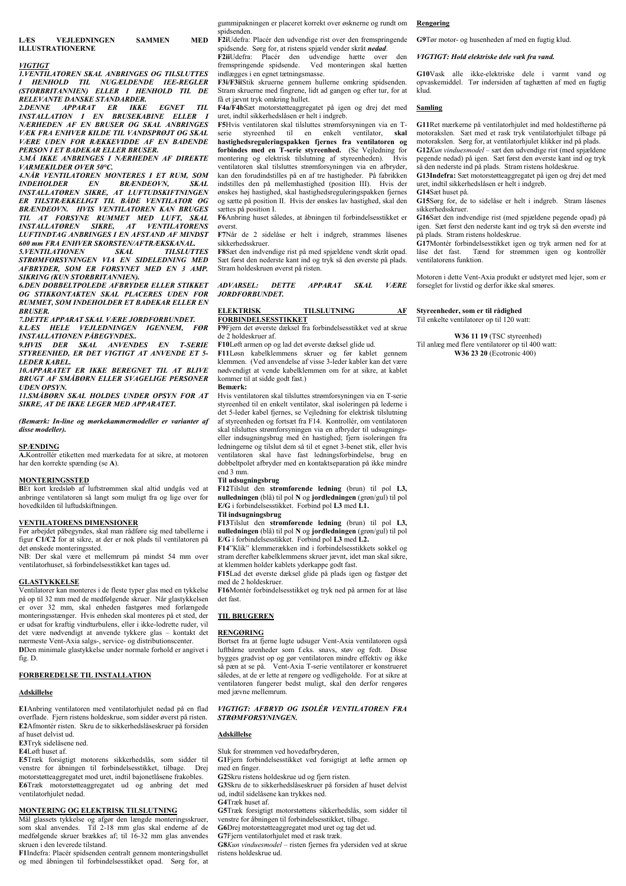**LÆS VEJLEDNINGEN SAMMEN MED ILLUSTRATIONERNE**

***VIGTIGT***

***1.VENTILATOREN SKAL ANBRINGES OG TILSLUTTES I HENHOLD TIL NUGÆLDENDE IEE-REGLER (STORBRITANNIEN) ELLER I HENHOLD TIL DE RELEVANTE DANSKE STANDARDER.***

***2.DENNE APPARAT ER IKKE EGNET TIL INSTALLATION I EN BRUSEKABINE ELLER I NÆRHEDEN AF EN BRUSER OG SKAL ANBRINGES VÆK FRA ENHVER KILDE TIL VANDSPRØJT OG SKAL VÆRE UDEN FOR RÆKKEVIDDE AF EN BADENDE PERSON I ET BADEKAR ELLER BRUSER.***

***3.MÅ IKKE ANBRINGES I NÆRHEDEN AF DIREKTE VARMEKILDER OVER 50°C.***

***4.NÅR VENTILATOREN MONTERES I ET RUM, SOM INDEHOLDER EN BRÆNDEOVN, SKAL INSTALLATØREN SIKRE, AT LUFTUDSKIFTNINGEN ER TILSTRÆKKELIGT TIL BÅDE VENTILATOR OG BRÆNDEOVN. HVIS VENTILATOREN KAN BRUGES TIL AT FORSYNE RUMMET MED LUFT, SKAL INSTALLATØREN SIKRE, AT VENTILATORENS LUFTINDTAG ANBRINGES I EN AFSTAND AF MINDST 600 MM FRA ENHVER SKORSTEN/AFTRÆKSKANAL.***

***5.VENTILATIONEN SKAL TILSLUTTES STRØMFORSYNINGEN VIA EN SIDELEDNING MED AFBRYDER, SOM ER FORSYNET MED EN 3 AMP. SIKRING (KUN STORBRITANNIEN).***

***6.DEN DOBBELTPOLEDE AFBRYDER ELLER STIKKET OG STIKKONTAKTEN SKAL PLACERES UDEN FOR RUMMET, SOM INDEHOLDER ET BADEKAR ELLER EN BRUSER.***

***7.DETTE APPARAT SKAL VÆRE JORDFORBUNDET.***

***8.LÆS HELE VEJLEDNINGEN IGENNEM, FØR INSTALLATIONEN PÅBEGYNDES..***

***9.HVIS DER SKAL ANVENDES EN T-SERIE STYREENHED, ER DET VIGTIGT AT ANVENDE ET 5-LEDER KABEL.***

***10.APPARATET ER IKKE BEREGNET TIL AT BLIVE BRUGT AF SMÅBØRN ELLER SVAGELIGE PERSONER UDEN OPSYN.***

***11.SMÅBØRN SKAL HOLDES UNDER OPSYN FOR AT SIKRE, AT DE IKKE LEGER MED APPARATET.***

***(Bemærk: In-line og mørkekammermodeller er varianter af disse modeller).***

## SPÆNDING

**A.**Kontrollér etiketten med mærkedata for at sikre, at motoren har den korrekte spænding (se **A**).

## MONTERINGSSTED

**B**Et kort kredsløb af luftstrømmen skal altid undgås ved at anbringe ventilatoren så langt som muligt fra og lige over for hovedkilden til luftudskiftningen.

## VENTILATORENS DIMENSIONER

Før arbejdet påbegyndes, skal man rådføre sig med tabellerne i figur **C1/C2** for at sikre, at der er nok plads til ventilatoren på det ønskede monteringssted.

NB: Der skal være et mellemrum på mindst 54 mm over ventilatorhuset, så forbindelsesstikket kan tages ud.

## GLASTYKKELSE

Ventilatorer kan monteres i de fleste typer glas med en tykkelse på op til 32 mm med de medfølgende skruer. Når glastykkelsen er over 32 mm, skal enheden fastgøres med forlængede monteringsstænger. Hvis enheden skal monteres på et sted, der er udsat for kraftig vindturbulens, eller i ikke-lodrette ruder, vil det være nødvendigt at anvende tykkere glas – kontakt det nærmeste Vent-Axia salgs-, service- og distributionscenter.

**D**Den minimale glastykkelse under normale forhold er angivet i fig. D.

## FORBEREDELSE TIL INSTALLATION

### Adskillelse

**E1**Anbring ventilatoren med ventilatorhjulet nedad på en flad overflade. Fjern ristens holdeskrue, som sidder øverst på risten.
**E2**Afmontér risten. Skru de to sikkerhedslåseskruer på forsiden af huset delvist ud.
**E3**Tryk sidelåsene ned.
**E4**Løft huset af.
**E5**Træk forsigtigt motorens sikkerhedslås, som sidder til venstre for åbningen til forbindelsesstikket, tilbage. Drej motorstøtteaggregatet mod uret, indtil bajonetlåsene frakobles.
**E6**Træk motorstøtteaggregatet ud og anbring det med ventilatorhjulet nedad.

## MONTERING OG ELEKTRISK TILSLUTNING

Mål glassets tykkelse og afgør den længde monteringsskruer, som skal anvendes. Til 2-18 mm glas skal enderne af de medfølgende skruer brækkes af; til 16-32 mm glas anvendes skruen i den leverede tilstand.

**F1**Indefra: Placér spidsenden centralt gennem monteringshullet og med åbningen til forbindelsesstikket opad. Sørg for, at gummipakningen er placeret korrekt over øskenerne og rundt om spidsenden.
**F2i**Udefra: Placér den udvendige rist over den fremspringende spidsende. Sørg for, at ristens spjæld vender skråt ***nedad***.
**F2ii**Udefra: Placér den udvendige hætte over den fremspringende spidsende. Ved monteringen skal hætten indlægges i en egnet tætningsmasse.
**F3i/F3ii**Stik skruerne gennem hullerne omkring spidsenden. Stram skruerne med fingrene, lidt ad gangen og efter tur, for at få et jævnt tryk omkring hullet.
**F4a/F4b**Sæt motorstøtteaggregatet på igen og drej det med uret, indtil sikkerhedslåsen er helt i indgreb.
**F5**Hvis ventilatoren skal tilsluttes strømforsyningen via en T-serie styreenhed til en enkelt ventilator, **skal hastighedsreguleringspakken fjernes fra ventilatoren og forbindes med en T-serie styreenhed.** (Se Vejledning for montering og elektrisk tilslutning af styreenheden). Hvis ventilatoren skal tilsluttes strømforsyningen via en afbryder, kan den forudindstilles på en af tre hastigheder. På fabrikken indstilles den på mellemhastighed (position III). Hvis der ønskes høj hastighed, skal hastighedsreguleringspakken fjernes og sætte på position II. Hvis der ønskes lav hastighed, skal den sættes på position I.
**F6**Anbring huset således, at åbningen til forbindelsesstikket er øverst.
**F7**Når de 2 sidelåse er helt i indgreb, strammes låsenes sikkerhedsskruer.
**F8**Sæt den indvendige rist på med spjældene vendt skråt opad. Sæt først den nederste kant ind og tryk så den øverste på plads. Stram holdeskruen øverst på risten.

***ADVARSEL: DETTE APPARAT SKAL VÆRE JORDFORBUNDET.***

## ELEKTRISK TILSLUTNING AF FORBINDELSESSTIKKET

**F9**Fjern det øverste dæksel fra forbindelsesstikket ved at skrue de 2 holdeskruer af.
**F10**Løft armen op og lad det øverste dæksel glide ud.
**F11**Løsn kabelklemmens skruer og før kablet gennem klemmen. (Ved anvendelse af visse 3-leder kabler kan det være nødvendigt at vende kabelklemmen om for at sikre, at kablet kommer til at sidde godt fast.)

**Bemærk:**
Hvis ventilatoren skal tilsluttes strømforsyningen via en T-serie styreenhed til en enkelt ventilator, skal isoleringen på lederne i det 5-leder kabel fjernes, se Vejledning for elektrisk tilslutning af styreenheden og fortsæt fra F14. Kontrollér, om ventilatoren skal tilsluttes strømforsyningen via en afbryder til udsugnings- eller indsugningsbrug med én hastighed; fjern isoleringen fra ledningerne og tilslut dem så til et egnet 3-benet stik, eller hvis ventilatoren skal have fast ledningsforbindelse, brug en dobbeltpolet afbryder med en kontaktseparation på ikke mindre end 3 mm.

**Til udsugningsbrug**
**F12**Tilslut den **strømførende ledning** (brun) til pol **L3,** **nulledningen** (blå) til pol **N** og **jordledningen** (grøn/gul) til pol **E/G** i forbindelsesstikket. Forbind pol **L3** med **L1.**

**Til indsugningsbrug**
**F13**Tilslut den **strømførende ledning** (brun) til pol **L3,** **nulledningen** (blå) til pol **N** og **jordledningen** (grøn/gul) til pol **E/G** i forbindelsesstikket. Forbind pol **L3** med **L2.**
**F14**"Klik" klemmerækken ind i forbindelsesstikkets sokkel og stram derefter kabelklemmens skruer jævnt, idet man skal sikre, at klemmen holder kablets yderkappe godt fast.
**F15**Lad det øverste dæksel glide på plads igen og fastgør det med de 2 holdeskruer.
**F16**Montér forbindelsesstikket og tryk ned på armen for at låse det fast.

## TIL BRUGEREN

## RENGØRING

Bortset fra at fjerne lugte udsuger Vent-Axia ventilatoren også luftbårne urenheder som f.eks. snavs, støv og fedt. Disse bygges gradvist op og gør ventilatoren mindre effektiv og ikke så pæn at se på. Vent-Axia T-serie ventilatorer er konstrueret således, at de er lette at rengøre og vedligeholde. For at sikre at ventilatoren fungerer bedst muligt, skal den derfor rengøres med jævne mellemrum.

***VIGTIGT: AFBRYD OG ISOLÉR VENTILATOREN FRA STRØMFORSYNINGEN.***

### Adskillelse

Sluk for strømmen ved hovedafbryderen,
**G1**Fjern forbindelsesstikket ved forsigtigt at løfte armen op med en finger.
**G2**Skru ristens holdeskrue ud og fjern risten.
**G3**Skru de to sikkerhedslåseskruer på forsiden af huset delvist ud, indtil sidelåsene kan trykkes ned.
**G4**Træk huset af.
**G5**Træk forsigtigt motorstøttens sikkerhedslås, som sidder til venstre for åbningen til forbindelsesstikket, tilbage.
**G6**Drej motorstøtteaggregatet mod uret og tag det ud.
**G7**Fjern ventilatorhjulet med et rask træk.
**G8***Kun vinduesmodel* – risten fjernes fra ydersiden ved at skrue ristens holdeskrue ud.

### Rengøring

**G9**Tør motor- og husenheden af med en fugtig klud.

***VIGTIGT: Hold elektriske dele væk fra vand.***

**G10**Vask alle ikke-elektriske dele i varmt vand og opvaskemiddel. Tør indersiden af taghætten af med en fugtig klud.

### Samling

**G11**Ret mærkerne på ventilatorhjulet ind med holdestifterne på motorakslen. Sæt med et rask tryk ventilatorhjulet tilbage på motorakslen. Sørg for, at ventilatorhjulet klikker ind på plads.
**G12***Kun vinduesmodel* – Sæt den udvendige rist (med spjældene pegende nedad) på igen. Sæt først den øverste kant ind og tryk så den nederste ind på plads. Stram ristens holdeskrue.
**G13Indefra:** Sæt motorstøtteaggregatet på igen og drej det med uret, indtil sikkerhedslåsen er helt i indgreb.
**G14**Sæt huset på.
**G15**Sørg for, de to sidelåse er helt i indgreb. Stram låsenes sikkerhedsskruer.
**G16**Sæt den indvendige rist (med spjældene pegende opad) på igen. Sæt først den nederste kant ind og tryk så den øverste ind på plads. Stram ristens holdeskrue.
**G17**Montér forbindelsesstikket igen og tryk armen ned for at låse det fast. Tænd for strømmen igen og kontrollér ventilatorens funktion.

Motoren i dette Vent-Axia produkt er udstyret med lejer, som er forseglet for livstid og derfor ikke skal smøres.

**Styreenheder, som er til rådighed**
Til enkelte ventilatorer op til 120 watt:

**W36 11 19** (TSC styreenhed)

Til anlæg med flere ventilatorer op til 400 watt:
**W36 23 20** (Ecotronic 400)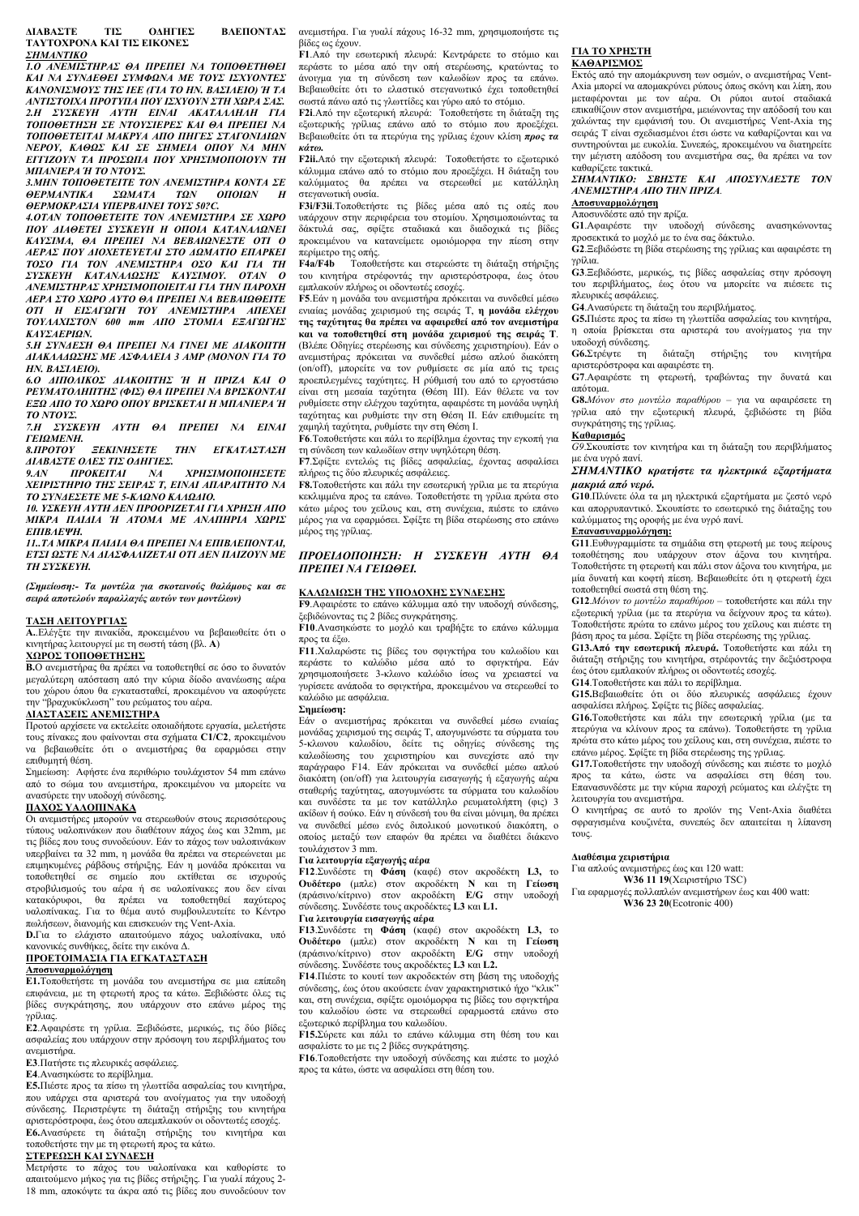**ΔΙΑΒΑΣΤΕ ΤΙΣ ΟΔΗΓΙΕΣ ΒΛΕΠΟΝΤΑΣ ΤΑΥΤΟΧΡΟΝΑ ΚΑΙ ΤΙΣ ΕΙΚΟΝΕΣ**

***ΣΗΜΑΝΤΙΚΟ***

***1.Ο ΑΝΕΜΙΣΤΗΡΑΣ ΘΑ ΠΡΕΠΕΙ ΝΑ ΤΟΠΟΘΕΤΗΘΕΙ ΚΑΙ ΝΑ ΣΥΝΔΕΘΕΙ ΣΥΜΦΩΝΑ ΜΕ ΤΟΥΣ ΙΣΧΥΟΝΤΕΣ ΚΑΝΟΝΙΣΜΟΥΣ ΤΗΣ IEE (ΓΙΑ ΤΟ ΗΝ. ΒΑΣΙΛΕΙΟ) Ή ΤΑ ΑΝΤΙΣΤΟΙΧΑ ΠΡΟΤΥΠΑ ΠΟΥ ΙΣΧΥΟΥΝ ΣΤΗ ΧΩΡΑ ΣΑΣ.***

***2.Η ΣΥΣΚΕΥΗ ΑΥΤΗ ΕΙΝΑΙ ΑΚΑΤΑΛΛΗΛΗ ΓΙΑ ΤΟΠΟΘΕΤΗΣΗ ΣΕ ΝΤΟΥΣΙΕΡΕΣ ΚΑΙ ΘΑ ΠΡΕΠΕΙ ΝΑ ΤΟΠΟΘΕΤΕΙΤΑΙ ΜΑΚΡΥΑ ΑΠΟ ΠΗΓΕΣ ΣΤΑΓΟΝΙΔΙΩΝ ΝΕΡΟΥ, ΚΑΘΩΣ ΚΑΙ ΣΕ ΣΗΜΕΙΑ ΟΠΟΥ ΝΑ ΜΗΝ ΕΓΓΙΖΟΥΝ ΤΑ ΠΡΟΣΩΠΑ ΠΟΥ ΧΡΗΣΙΜΟΠΟΙΟΥΝ ΤΗ ΜΠΑΝΙΕΡΑ Ή ΤΟ ΝΤΟΥΣ.***

***3.ΜΗΝ ΤΟΠΟΘΕΤΕΙΤΕ ΤΟΝ ΑΝΕΜΙΣΤΗΡΑ ΚΟΝΤΑ ΣΕ ΘΕΡΜΑΝΤΙΚΑ ΣΩΜΑΤΑ ΤΩΝ ΟΠΟΙΩΝ Η ΘΕΡΜΟΚΡΑΣΙΑ ΥΠΕΡΒΑΙΝΕΙ ΤΟΥΣ 50ºC.***

***4.ΟΤΑΝ ΤΟΠΟΘΕΤΕΙΤΕ ΤΟΝ ΑΝΕΜΙΣΤΗΡΑ ΣΕ ΧΩΡΟ ΠΟΥ ΔΙΑΘΕΤΕΙ ΣΥΣΚΕΥΗ Η ΟΠΟΙΑ ΚΑΤΑΝΑΛΩΝΕΙ ΚΑΥΣΙΜΑ, ΘΑ ΠΡΕΠΕΙ ΝΑ ΒΕΒΑΙΩΝΕΣΤΕ ΟΤΙ Ο ΑΕΡΑΣ ΠΟΥ ΔΙΟΧΕΤΕΥΕΤΑΙ ΣΤΟ ΔΩΜΑΤΙΟ ΕΠΑΡΚΕΙ ΤΟΣΟ ΓΙΑ ΤΟΝ ΑΝΕΜΙΣΤΗΡΑ ΟΣΟ ΚΑΙ ΓΙΑ ΤΗ ΣΥΣΚΕΥΗ ΚΑΤΑΝΑΛΩΣΗΣ ΚΑΥΣΙΜΟΥ. ΟΤΑΝ Ο ΑΝΕΜΙΣΤΗΡΑΣ ΧΡΗΣΙΜΟΠΟΙΕΙΤΑΙ ΓΙΑ ΤΗΝ ΠΑΡΟΧΗ ΑΕΡΑ ΣΤΟ ΧΩΡΟ ΑΥΤΟ ΘΑ ΠΡΕΠΕΙ ΝΑ ΒΕΒΑΙΩΘΕΙΤΕ ΟΤΙ Η ΕΙΣΑΓΩΓΗ ΤΟΥ ΑΝΕΜΙΣΤΗΡΑ ΑΠΕΧΕΙ ΤΟΥΛΑΧΙΣΤΟΝ 600 mm ΑΠΟ ΣΤΟΜΙΑ ΕΞΑΓΩΓΗΣ ΚΑΥΣΑΕΡΙΩΝ.***

***5.Η ΣΥΝΔΕΣΗ ΘΑ ΠΡΕΠΕΙ ΝΑ ΓΙΝΕΙ ΜΕ ΔΙΑΚΟΠΤΗ ΔΙΑΚΛΑΔΩΣΗΣ ΜΕ ΑΣΦΑΛΕΙΑ 3 AMP (ΜΟΝΟΝ ΓΙΑ ΤΟ ΗΝ. ΒΑΣΙΛΕΙΟ).***

***6.Ο ΔΙΠΟΛΙΚΟΣ ΔΙΑΚΟΠΤΗΣ Ή Η ΠΡΙΖΑ ΚΑΙ Ο ΡΕΥΜΑΤΟΛΗΠΤΗΣ (ΦΙΣ) ΘΑ ΠΡΕΠΕΙ ΝΑ ΒΡΙΣΚΟΝΤΑΙ ΕΞΩ ΑΠΟ ΤΟ ΧΩΡΟ ΟΠΟΥ ΒΡΙΣΚΕΤΑΙ Η ΜΠΑΝΙΕΡΑ Ή ΤΟ ΝΤΟΥΣ.***

***7.Η ΣΥΣΚΕΥΗ ΑΥΤΗ ΘΑ ΠΡΕΠΕΙ ΝΑ ΕΙΝΑΙ ΓΕΙΩΜΕΝΗ.***

***8.ΠΡΟΤΟΥ ΞΕΚΙΝΗΣΕΤΕ ΤΗΝ ΕΓΚΑΤΑΣΤΑΣΗ ΔΙΑΒΑΣΤΕ ΟΛΕΣ ΤΙΣ ΟΔΗΓΙΕΣ.***

***9.ΑΝ ΠΡΟΚΕΙΤΑΙ ΝΑ ΧΡΗΣΙΜΟΠΟΙΗΣΕΤΕ ΧΕΙΡΙΣΤΗΡΙΟ ΤΗΣ ΣΕΙΡΑΣ Τ, ΕΙΝΑΙ ΑΠΑΡΑΙΤΗΤΟ ΝΑ ΤΟ ΣΥΝΔΕΣΕΤΕ ΜΕ 5-ΚΛΩΝΟ ΚΑΛΩΔΙΟ.***

***10. ΥΣΚΕΥΗ ΑΥΤΗ ΔΕΝ ΠΡΟΟΡΙΖΕΤΑΙ ΓΙΑ ΧΡΗΣΗ ΑΠΟ ΜΙΚΡΑ ΠΑΙΔΙΑ Ή ΑΤΟΜΑ ΜΕ ΑΝΑΠΗΡΙΑ ΧΩΡΙΣ ΕΠΙΒΛΕΨΗ.***

***11..ΤΑ ΜΙΚΡΑ ΠΑΙΔΙΑ ΘΑ ΠΡΕΠΕΙ ΝΑ ΕΠΙΒΛΕΠΟΝΤΑΙ, ΕΤΣΙ ΩΣΤΕ ΝΑ ΔΙΑΣΦΑΛΙΖΕΤΑΙ ΟΤΙ ΔΕΝ ΠΑΙΖΟΥΝ ΜΕ ΤΗ ΣΥΣΚΕΥΗ.***

***(Σημείωση:- Τα μοντέλα για σκοτεινούς θαλάμους και σε σειρά αποτελούν παραλλαγές αυτών των μοντέλων)***

**ΤΑΣΗ ΛΕΙΤΟΥΡΓΙΑΣ**

**A.**Ελέγξτε την πινακίδα, προκειμένου να βεβαιωθείτε ότι ο κινητήρας λειτουργεί με τη σωστή τάση (βλ. **A**)

**ΧΩΡΟΣ ΤΟΠΟΘΕΤΗΣΗΣ**

**B.**Ο ανεμιστήρας θα πρέπει να τοποθετηθεί σε όσο το δυνατόν μεγαλύτερη απόσταση από την κύρια δίοδο ανανέωσης αέρα του χώρου όπου θα εγκατασταθεί, προκειμένου να αποφύγετε την "βραχυκύκλωση" του ρεύματος του αέρα.

**ΔΙΑΣΤΑΣΕΙΣ ΑΝΕΜΙΣΤΗΡΑ**

Προτού αρχίσετε να εκτελείτε οποιαδήποτε εργασία, μελετήστε τους πίνακες που φαίνονται στα σχήματα **C1/C2**, προκειμένου να βεβαιωθείτε ότι ο ανεμιστήρας θα εφαρμόσει στην επιθυμητή θέση.

Σημείωση: Αφήστε ένα περιθώριο τουλάχιστον 54 mm επάνω από το σώμα του ανεμιστήρα, προκειμένου να μπορείτε να ανασύρετε την υποδοχή σύνδεσης.

**ΠΑΧΟΣ ΥΑΛΟΠΙΝΑΚΑ**

Οι ανεμιστήρες μπορούν να στερεωθούν στους περισσότερους τύπους υαλοπινάκων που διαθέτουν πάχος έως και 32mm, με τις βίδες που τους συνοδεύουν. Εάν το πάχος των υαλοπινάκων υπερβαίνει τα 32 mm, η μονάδα θα πρέπει να στερεώνεται με επιμηκυμένες ράβδους στήριξης. Εάν η μονάδα πρόκειται να τοποθετηθεί σε σημείο που εκτίθεται σε ισχυρούς στροβιλισμούς του αέρα ή σε υαλοπίνακες που δεν είναι κατακόρυφοι, θα πρέπει να τοποθετηθεί παχύτερος υαλοπίνακας. Για το θέμα αυτό συμβουλευτείτε το Κέντρο πωλήσεων, διανομής και επισκευών της Vent-Axia.

**D.**Για το ελάχιστο απαιτούμενο πάχος υαλοπίνακα, υπό κανονικές συνθήκες, δείτε την εικόνα Δ.

**ΠΡΟΕΤΟΙΜΑΣΙΑ ΓΙΑ ΕΓΚΑΤΑΣΤΑΣΗ**

**Αποσυναρμολόγηση**

**E1.**Τοποθετήστε τη μονάδα του ανεμιστήρα σε μια επίπεδη επιφάνεια, με τη φτερωτή προς τα κάτω. Ξεβιδώστε όλες τις βίδες συγκράτησης, που υπάρχουν στο επάνω μέρος της γρίλιας.

**E2**.Αφαιρέστε τη γρίλια. Ξεβιδώστε, μερικώς, τις δύο βίδες ασφαλείας που υπάρχουν στην πρόσοψη του περιβλήματος του ανεμιστήρα.

**E3**.Πατήστε τις πλευρικές ασφάλειες.

**E4**.Ανασηκώστε το περίβλημα.

**E5.**Πιέστε προς τα πίσω τη γλωττίδα ασφαλείας του κινητήρα, που υπάρχει στα αριστερά του ανοίγματος για την υποδοχή σύνδεσης. Περιστρέψτε τη διάταξη στήριξης του κινητήρα αριστερόστροφα, έως ότου απεμπλακούν οι οδοντωτές εσοχές.

**E6.**Ανασύρετε τη διάταξη στήριξης του κινητήρα και τοποθετήστε την με τη φτερωτή προς τα κάτω.

**ΣΤΕΡΕΩΣΗ ΚΑΙ ΣΥΝΔΕΣΗ**

Μετρήστε το πάχος του υαλοπίνακα και καθορίστε το απαιτούμενο μήκος για τις βίδες στήριξης. Για γυαλί πάχους 2-18 mm, αποκόψτε τα άκρα από τις βίδες που συνοδεύουν τον ανεμιστήρα. Για γυαλί πάχους 16-32 mm, χρησιμοποιήστε τις βίδες ως έχουν.

**F1**.Από την εσωτερική πλευρά: Κεντράρετε το στόμιο και περάστε το μέσα από την οπή στερέωσης, κρατώντας το άνοιγμα για τη σύνδεση των καλωδίων προς τα επάνω. Βεβαιωθείτε ότι το ελαστικό στεγανωτικό έχει τοποθετηθεί σωστά πάνω από τις γλωττίδες και γύρω από το στόμιο.

**F2i**.Από την εξωτερική πλευρά: Τοποθετήστε τη διάταξη της εξωτερικής γρίλιας επάνω από το στόμιο που προεξέχει. Βεβαιωθείτε ότι τα πτερύγια της γρίλιας έχουν κλίση ***προς τα κάτω.***

**F2ii.**Από την εξωτερική πλευρά: Τοποθετήστε το εξωτερικό κάλυμμα επάνω από το στόμιο που προεξέχει. Η διάταξη του καλύμματος θα πρέπει να στερεωθεί με κατάλληλη στεγανωτική ουσία.

**F3i/F3ii**.Τοποθετήστε τις βίδες μέσα από τις οπές που υπάρχουν στην περιφέρεια του στομίου. Χρησιμοποιώντας τα δάκτυλά σας, σφίξτε σταδιακά και διαδοχικά τις βίδες προκειμένου να κατανείμετε ομοιόμορφα την πίεση στην περίμετρο της οπής.

**F4a/F4b** Τοποθετήστε και στερεώστε τη διάταξη στήριξης του κινητήρα στρέφοντάς την αριστερόστροφα, έως ότου εμπλακούν πλήρως οι οδοντωτές εσοχές.

**F5**.Εάν η μονάδα του ανεμιστήρα πρόκειται να συνδεθεί μέσω ενιαίας μονάδας χειρισμού της σειράς Τ, **η μονάδα ελέγχου της ταχύτητας θα πρέπει να αφαιρεθεί από τον ανεμιστήρα και να τοποθετηθεί στη μονάδα χειρισμού της σειράς Τ**. (Βλέπε Οδηγίες στερέωσης και σύνδεσης χειριστηρίου). Εάν ο ανεμιστήρας πρόκειται να συνδεθεί μέσω απλού διακόπτη (on/off), μπορείτε να τον ρυθμίσετε σε μία από τις τρεις προεπιλεγμένες ταχύτητες. Η ρύθμισή του από το εργοστάσιο είναι στη μεσαία ταχύτητα (Θέση ΙΙΙ). Εάν θέλετε να τον ρυθμίσετε στην ελέγχου ταχύτητα, αφαιρέστε τη μονάδα υψηλή ταχύτητας και ρυθμίστε την στη Θέση ΙΙ. Εάν επιθυμείτε τη χαμηλή ταχύτητα, ρυθμίστε την στη Θέση Ι.

**F6**.Τοποθετήστε και πάλι το περίβλημα έχοντας την εγκοπή για τη σύνδεση των καλωδίων στην υψηλότερη θέση.

**F7**.Σφίξτε εντελώς τις βίδες ασφαλείας, έχοντας ασφαλίσει πλήρως τις δύο πλευρικές ασφάλειες.

**F8.**Τοποθετήστε και πάλι την εσωτερική γρίλια με τα πτερύγια κεκλιμμένα προς τα επάνω. Τοποθετήστε τη γρίλια πρώτα στο κάτω μέρος του χείλους και, στη συνέχεια, πιέστε το επάνω μέρος για να εφαρμόσει. Σφίξτε τη βίδα στερέωσης στο επάνω μέρος της γρίλιας.

***ΠΡΟΕΙΔΟΠΟΙΗΣΗ: Η ΣΥΣΚΕΥΗ ΑΥΤΗ ΘΑ ΠΡΕΠΕΙ ΝΑ ΓΕΙΩΘΕΙ.***

**ΚΑΛΩΔΙΩΣΗ ΤΗΣ ΥΠΟΔΟΧΗΣ ΣΥΝΔΕΣΗΣ**

**F9**.Αφαιρέστε το επάνω κάλυμμα από την υποδοχή σύνδεσης, ξεβιδώνοντας τις 2 βίδες συγκράτησης.

**F10**.Ανασηκώστε το μοχλό και τραβήξτε το επάνω κάλυμμα προς τα έξω.

**F11**.Χαλαρώστε τις βίδες του σφιγκτήρα του καλωδίου και περάστε το καλώδιο μέσα από το σφιγκτήρα. Εάν χρησιμοποιήσετε 3-κλωνο καλώδιο ίσως να χρειαστεί να γυρίσετε ανάποδα το σφιγκτήρα, προκειμένου να στερεωθεί το καλώδιο με ασφάλεια.

**Σημείωση:**

Εάν ο ανεμιστήρας πρόκειται να συνδεθεί μέσω ενιαίας μονάδας χειρισμού της σειράς Τ, απογυμνώστε τα σύρματα του 5-κλωνου καλωδίου, δείτε τις οδηγίες σύνδεσης της καλωδίωσης του χειριστηρίου και συνεχίστε από την παράγραφο F14. Εάν πρόκειται να συνδεθεί μέσω απλού διακόπτη (on/off) για λειτουργία εισαγωγής ή εξαγωγής αέρα σταθερής ταχύτητας, απογυμνώστε τα σύρματα του καλωδίου και συνδέστε τα με τον κατάλληλο ρευματολήπτη (φις) 3 ακίδων ή σούκο. Εάν η σύνδεση του θα είναι μόνιμη, θα πρέπει να συνδεθεί μέσω ενός διπολικού μονοπτικού διακόπτη, ο οποίος μεταξύ των επαφών θα πρέπει να διαθέτει διάκενο τουλάχιστον 3 mm.

**Για λειτουργία εξαγωγής αέρα**

**F12**.Συνδέστε τη **Φάση** (καφέ) στον ακροδέκτη **L3,** το **Ουδέτερο** (μπλε) στον ακροδέκτη **N** και τη **Γείωση** (πράσινο/κίτρινο) στον ακροδέκτη **E/G** στην υποδοχή σύνδεσης. Συνδέστε τους ακροδέκτες **L3** και **L1.**

**Για λειτουργία εισαγωγής αέρα**

**F13**.Συνδέστε τη **Φάση** (καφέ) στον ακροδέκτη **L3,** το **Ουδέτερο** (μπλε) στον ακροδέκτη **N** και τη **Γείωση** (πράσινο/κίτρινο) στον ακροδέκτη **E/G** στην υποδοχή σύνδεσης. Συνδέστε τους ακροδέκτες **L3** και **L2.**

**F14**.Πιέστε το κουτί των ακροδεκτών στη βάση της υποδοχής σύνδεσης, έως ότου ακούσετε έναν χαρακτηριστικό ήχο "κλικ" και, στη συνέχεια, σφίξτε ομοιόμορφα τις βίδες του σφιγκτήρα του καλωδίου ώστε να στερεωθεί εφαρμοστά επάνω στο εξωτερικό περίβλημα του καλωδίου.

**F15.**Σύρετε και πάλι το επάνω κάλυμμα στη θέση του και ασφαλίστε το με τις 2 βίδες συγκράτησης.

**F16**.Τοποθετήστε την υποδοχή σύνδεσης και πιέστε το μοχλό προς τα κάτω, ώστε να ασφαλίσει στη θέση του.

**ΓΙΑ ΤΟ ΧΡΗΣΤΗ**

**ΚΑΘΑΡΙΣΜΟΣ**

Εκτός από την απομάκρυνση των οσμών, ο ανεμιστήρας Vent-Axia μπορεί να απομακρύνει ρύπους όπως σκόνη και λίπη, που μεταφέρονται με τον αέρα. Οι ρύποι αυτοί σταδιακά επικαθίζουν στον ανεμιστήρα, μειώνοντας την απόδοσή του και χαλώντας την εμφάνισή του. Οι ανεμιστήρες Vent-Axia της σειράς Τ είναι σχεδιασμένοι έτσι ώστε να καθαρίζονται και να συντηρούνται με ευκολία. Συνεπώς, προκειμένου να διατηρείτε την μέγιστη απόδοση του ανεμιστήρα σας, θα πρέπει να τον καθαρίζετε τακτικά.

***ΣΗΜΑΝΤΙΚΟ: ΣΒΗΣΤΕ ΚΑΙ ΑΠΟΣΥΝΔΕΣΤΕ ΤΟΝ ΑΝΕΜΙΣΤΗΡΑ ΑΠΟ ΤΗΝ ΠΡΙΖΑ.***

**Αποσυναρμολόγηση**

Αποσυνδέστε από την πρίζα.

**G1**.Αφαιρέστε την υποδοχή σύνδεσης ανασηκώνοντας προσεκτικά το μοχλό με το ένα σας δάκτυλο.

**G2**.Ξεβιδώστε τη βίδα στερέωσης της γρίλιας και αφαιρέστε τη γρίλια.

**G3**.Ξεβιδώστε, μερικώς, τις βίδες ασφαλείας στην πρόσοψη του περιβλήματος, έως ότου να μπορείτε να πιέσετε τις πλευρικές ασφάλειες.

**G4**.Ανασύρετε τη διάταξη του περιβλήματος.

**G5.**Πιέστε προς τα πίσω τη γλωττίδα ασφαλείας του κινητήρα, η οποία βρίσκεται στα αριστερά του ανοίγματος για την υποδοχή σύνδεσης.

**G6.**Στρέψτε τη διάταξη στήριξης του κινητήρα αριστερόστροφα και αφαιρέστε τη.

**G7**.Αφαιρέστε τη φτερωτή, τραβώντας την δυνατά και απότομα.

**G8.***Μόνον στο μοντέλο παραθύρου* – για να αφαιρέσετε τη γρίλια από την εξωτερική πλευρά, ξεβιδώστε τη βίδα συγκράτησης της γρίλιας.

**Καθαρισμός**

*G9*.Σκουπίστε τον κινητήρα και τη διάταξη του περιβλήματος με ένα υγρό πανί.

***ΣΗΜΑΝΤΙΚΟ κρατήστε τα ηλεκτρικά εξαρτήματα μακριά από νερό.***

**G10**.Πλύνετε όλα τα μη ηλεκτρικά εξαρτήματα με ζεστό νερό και απορρυπαντικό. Σκουπίστε το εσωτερικό της διάταξης του καλύμματος της οροφής με ένα υγρό πανί.

**Επανασυναρμολόγηση:**

**G11**.Ευθυγραμμίστε τα σημάδια στη φτερωτή με τους πείρους τοποθέτησης που υπάρχουν στον άξονα του κινητήρα. Τοποθετήστε τη φτερωτή και πάλι στον άξονα του κινητήρα, με μία δυνατή και κοφτή πίεση. Βεβαιωθείτε ότι η φτερωτή έχει τοποθετηθεί σωστά στη θέση της.

**G12**.*Μόνον το μοντέλο παραθύρου* – τοποθετήστε και πάλι την εξωτερική γρίλια (με τα πτερύγια να δείχνουν προς τα κάτω). Τοποθετήστε πρώτα το επάνω μέρος του χείλους και πιέστε τη βάση προς τα μέσα. Σφίξτε τη βίδα στερέωσης της γρίλιας.

**G13.Από την εσωτερική πλευρά.** Τοποθετήστε και πάλι τη διάταξη στήριξης του κινητήρα, στρέφοντάς την δεξιόστροφα έως ότου εμπλακούν πλήρως οι οδοντωτές εσοχές.

**G14**.Τοποθετήστε και πάλι το περίβλημα.

**G15.**Βεβαιωθείτε ότι οι δύο πλευρικές ασφάλειες έχουν ασφαλίσει πλήρως. Σφίξτε τις βίδες ασφαλείας.

**G16.**Τοποθετήστε και πάλι την εσωτερική γρίλια (με τα πτερύγια να κλίνουν προς τα επάνω). Τοποθετήστε τη γρίλια πρώτα στο κάτω μέρος του χείλους και, στη συνέχεια, πιέστε το επάνω μέρος. Σφίξτε τη βίδα στερέωσης της γρίλιας.

**G17.**Τοποθετήστε την υποδοχή σύνδεσης και πιέστε το μοχλό προς τα κάτω, ώστε να ασφαλίσει στη θέση του. Επανασυνδέστε με την κύρια παροχή ρεύματος και ελέγξτε τη λειτουργία του ανεμιστήρα.

Ο κινητήρας σε αυτό το προϊόν της Vent-Axia διαθέτει σφραγισμένα κουζινέτα, συνεπώς δεν απαιτείται η λίπανσή τους.

**Διαθέσιμα χειριστήρια**

Για απλούς ανεμιστήρες έως και 120 watt:
**W36 11 19**(Χειριστήριο TSC)

Για εφαρμογές πολλαπλών ανεμιστήρων έως και 400 watt:
**W36 23 20**(Ecotronic 400)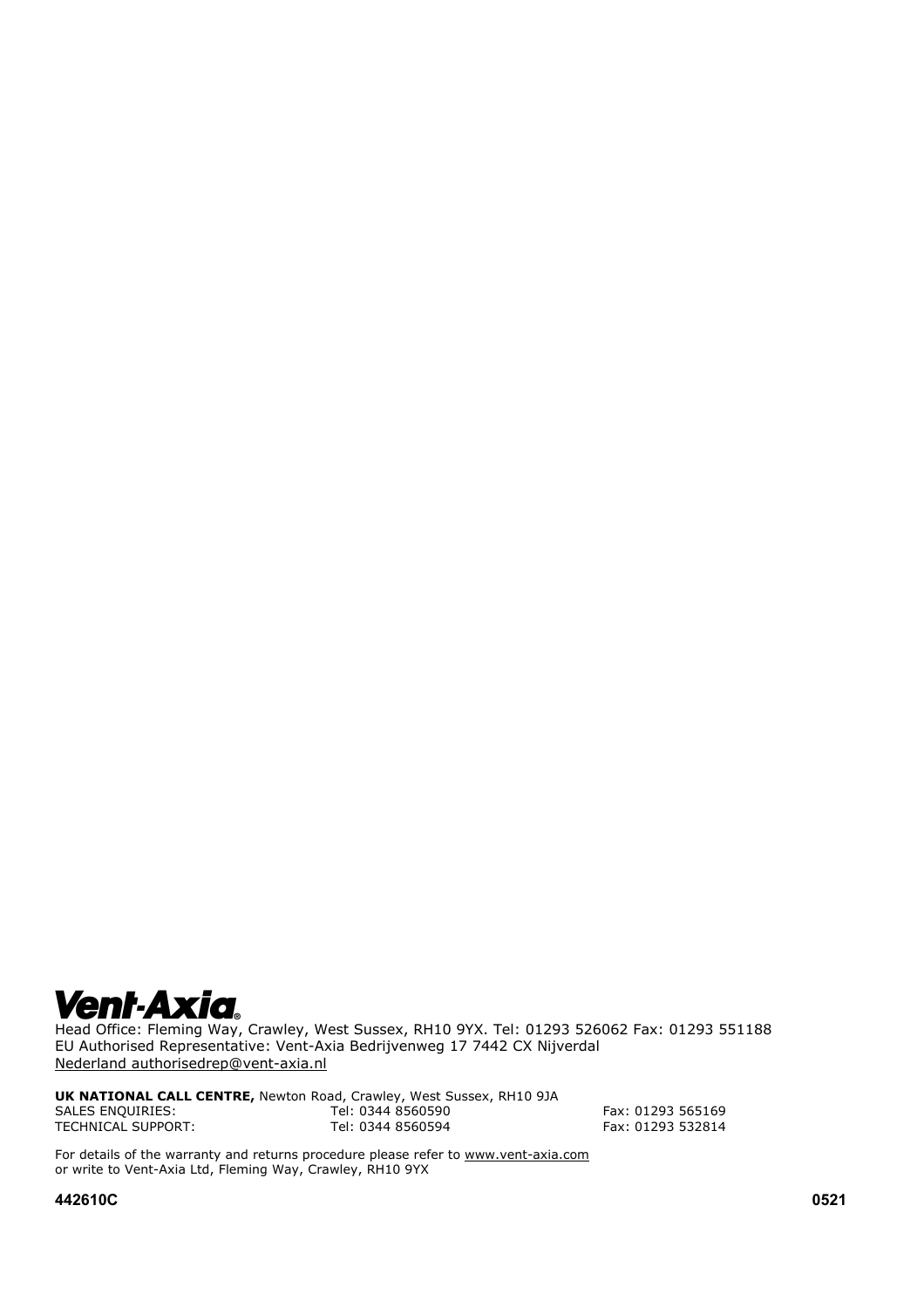**Vent-Axia®**

Head Office: Fleming Way, Crawley, West Sussex, RH10 9YX. Tel: 01293 526062 Fax: 01293 551188
EU Authorised Representative: Vent-Axia Bedrijvenweg 17 7442 CX Nijverdal
Nederland authorisedrep@vent-axia.nl

**UK NATIONAL CALL CENTRE,** Newton Road, Crawley, West Sussex, RH10 9JA

| | | |
|---|---|---|
| SALES ENQUIRIES: | Tel: 0344 8560590 | Fax: 01293 565169 |
| TECHNICAL SUPPORT: | Tel: 0344 8560594 | Fax: 01293 532814 |

For details of the warranty and returns procedure please refer to www.vent-axia.com
or write to Vent-Axia Ltd, Fleming Way, Crawley, RH10 9YX

**442610C** **0521**